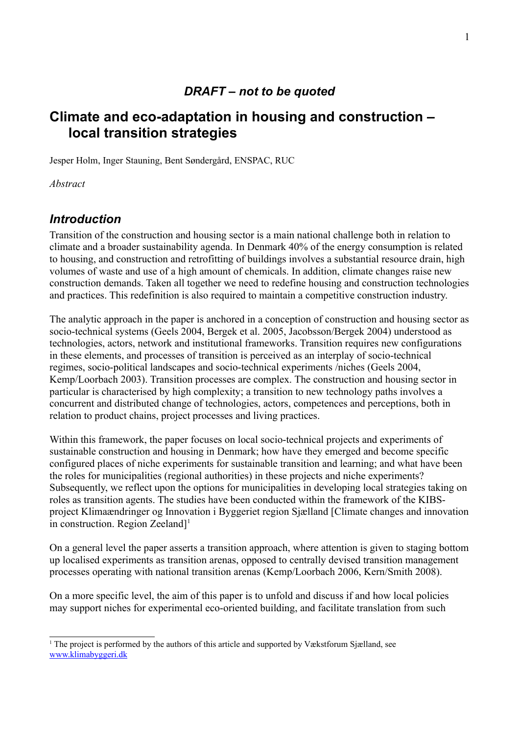### *DRAFT – not to be quoted*

# Climate and eco-adaptation in housing and construction – local transition strategies

Jesper Holm, Inger Stauning, Bent Søndergård, ENSPAC, RUC

*Abstract*

## *Introduction*

Transition of the construction and housing sector is a main national challenge both in relation to climate and a broader sustainability agenda. In Denmark 40% of the energy consumption is related to housing, and construction and retrofitting of buildings involves a substantial resource drain, high volumes of waste and use of a high amount of chemicals. In addition, climate changes raise new construction demands. Taken all together we need to redefine housing and construction technologies and practices. This redefinition is also required to maintain a competitive construction industry.

The analytic approach in the paper is anchored in a conception of construction and housing sector as socio-technical systems (Geels 2004, Bergek et al. 2005, Jacobsson/Bergek 2004) understood as technologies, actors, network and institutional frameworks. Transition requires new configurations in these elements, and processes of transition is perceived as an interplay of socio-technical regimes, socio-political landscapes and socio-technical experiments /niches (Geels 2004, Kemp/Loorbach 2003). Transition processes are complex. The construction and housing sector in particular is characterised by high complexity; a transition to new technology paths involves a concurrent and distributed change of technologies, actors, competences and perceptions, both in relation to product chains, project processes and living practices.

Within this framework, the paper focuses on local socio-technical projects and experiments of sustainable construction and housing in Denmark; how have they emerged and become specific configured places of niche experiments for sustainable transition and learning; and what have been the roles for municipalities (regional authorities) in these projects and niche experiments? Subsequently, we reflect upon the options for municipalities in developing local strategies taking on roles as transition agents. The studies have been conducted within the framework of the KIBS-project Klimaændringer og Innovation i Byggeriet region Sjælland [Climate changes and innovation in construction. Region Zeeland][1]

On a general level the paper asserts a transition approach, where attention is given to staging bottom up localised experiments as transition arenas, opposed to centrally devised transition management processes operating with national transition arenas (Kemp/Loorbach 2006, Kern/Smith 2008).

On a more specific level, the aim of this paper is to unfold and discuss if and how local policies may support niches for experimental eco-oriented building, and facilitate translation from such

[1] The project is performed by the authors of this article and supported by Vækstforum Sjælland, see www.klimabyggeri.dk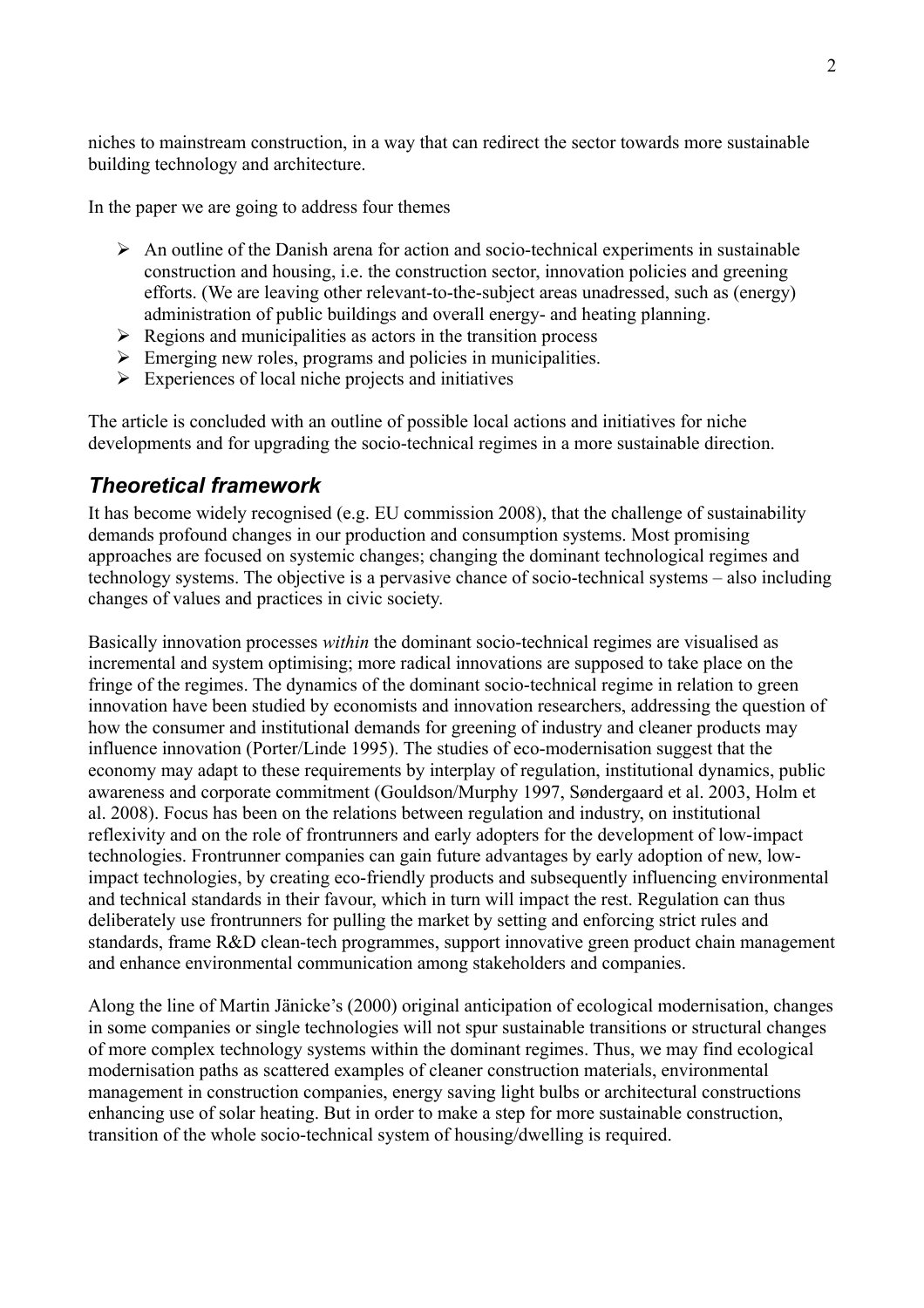niches to mainstream construction, in a way that can redirect the sector towards more sustainable building technology and architecture.

In the paper we are going to address four themes

- An outline of the Danish arena for action and socio-technical experiments in sustainable construction and housing, i.e. the construction sector, innovation policies and greening efforts. (We are leaving other relevant-to-the-subject areas unadressed, such as (energy) administration of public buildings and overall energy- and heating planning.
- Regions and municipalities as actors in the transition process
- Emerging new roles, programs and policies in municipalities.
- Experiences of local niche projects and initiatives

The article is concluded with an outline of possible local actions and initiatives for niche developments and for upgrading the socio-technical regimes in a more sustainable direction.

## *Theoretical framework*

It has become widely recognised (e.g. EU commission 2008), that the challenge of sustainability demands profound changes in our production and consumption systems. Most promising approaches are focused on systemic changes; changing the dominant technological regimes and technology systems. The objective is a pervasive chance of socio-technical systems – also including changes of values and practices in civic society.

Basically innovation processes *within* the dominant socio-technical regimes are visualised as incremental and system optimising; more radical innovations are supposed to take place on the fringe of the regimes. The dynamics of the dominant socio-technical regime in relation to green innovation have been studied by economists and innovation researchers, addressing the question of how the consumer and institutional demands for greening of industry and cleaner products may influence innovation (Porter/Linde 1995). The studies of eco-modernisation suggest that the economy may adapt to these requirements by interplay of regulation, institutional dynamics, public awareness and corporate commitment (Gouldson/Murphy 1997, Søndergaard et al. 2003, Holm et al. 2008). Focus has been on the relations between regulation and industry, on institutional reflexivity and on the role of frontrunners and early adopters for the development of low-impact technologies. Frontrunner companies can gain future advantages by early adoption of new, low-impact technologies, by creating eco-friendly products and subsequently influencing environmental and technical standards in their favour, which in turn will impact the rest. Regulation can thus deliberately use frontrunners for pulling the market by setting and enforcing strict rules and standards, frame R&D clean-tech programmes, support innovative green product chain management and enhance environmental communication among stakeholders and companies.

Along the line of Martin Jänicke's (2000) original anticipation of ecological modernisation, changes in some companies or single technologies will not spur sustainable transitions or structural changes of more complex technology systems within the dominant regimes. Thus, we may find ecological modernisation paths as scattered examples of cleaner construction materials, environmental management in construction companies, energy saving light bulbs or architectural constructions enhancing use of solar heating. But in order to make a step for more sustainable construction, transition of the whole socio-technical system of housing/dwelling is required.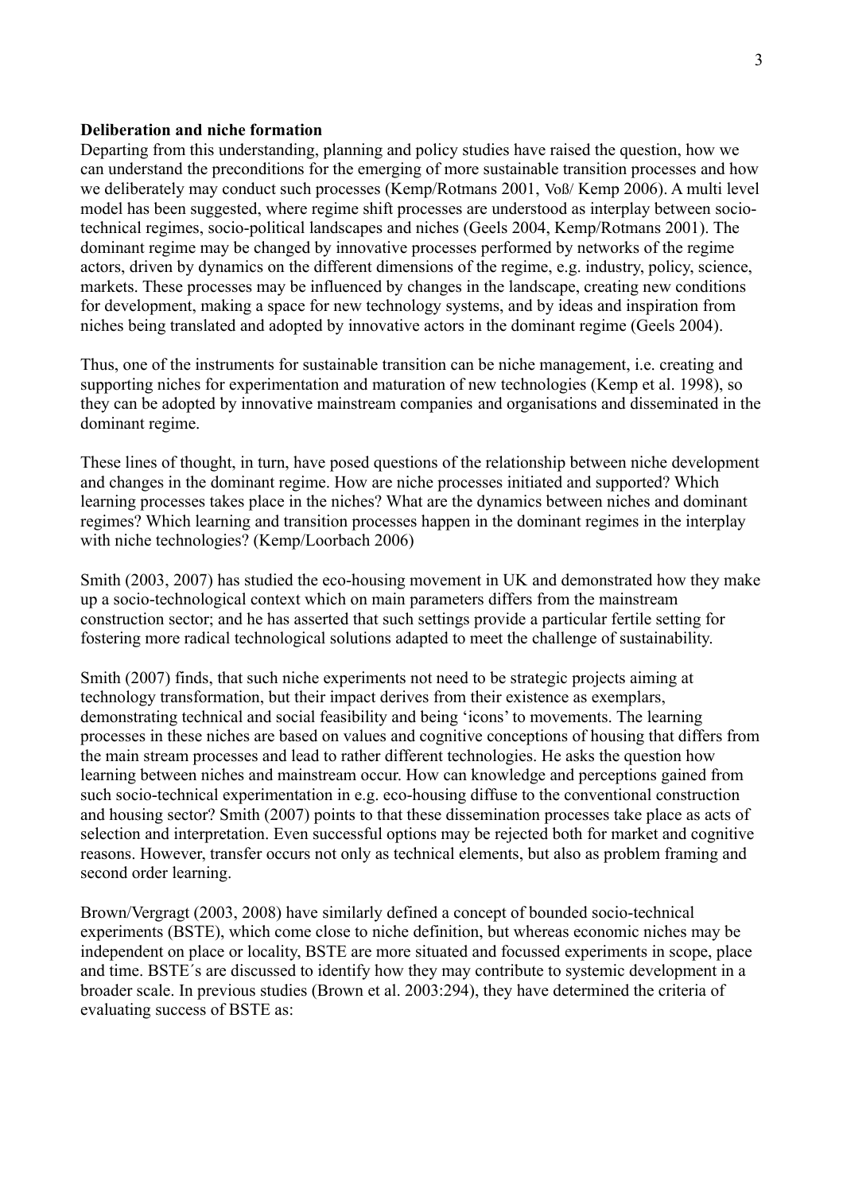**Deliberation and niche formation**

Departing from this understanding, planning and policy studies have raised the question, how we can understand the preconditions for the emerging of more sustainable transition processes and how we deliberately may conduct such processes (Kemp/Rotmans 2001, Voß/ Kemp 2006). A multi level model has been suggested, where regime shift processes are understood as interplay between socio-technical regimes, socio-political landscapes and niches (Geels 2004, Kemp/Rotmans 2001). The dominant regime may be changed by innovative processes performed by networks of the regime actors, driven by dynamics on the different dimensions of the regime, e.g. industry, policy, science, markets. These processes may be influenced by changes in the landscape, creating new conditions for development, making a space for new technology systems, and by ideas and inspiration from niches being translated and adopted by innovative actors in the dominant regime (Geels 2004).

Thus, one of the instruments for sustainable transition can be niche management, i.e. creating and supporting niches for experimentation and maturation of new technologies (Kemp et al. 1998), so they can be adopted by innovative mainstream companies and organisations and disseminated in the dominant regime.

These lines of thought, in turn, have posed questions of the relationship between niche development and changes in the dominant regime. How are niche processes initiated and supported? Which learning processes takes place in the niches? What are the dynamics between niches and dominant regimes? Which learning and transition processes happen in the dominant regimes in the interplay with niche technologies? (Kemp/Loorbach 2006)

Smith (2003, 2007) has studied the eco-housing movement in UK and demonstrated how they make up a socio-technological context which on main parameters differs from the mainstream construction sector; and he has asserted that such settings provide a particular fertile setting for fostering more radical technological solutions adapted to meet the challenge of sustainability.

Smith (2007) finds, that such niche experiments not need to be strategic projects aiming at technology transformation, but their impact derives from their existence as exemplars, demonstrating technical and social feasibility and being 'icons' to movements. The learning processes in these niches are based on values and cognitive conceptions of housing that differs from the main stream processes and lead to rather different technologies. He asks the question how learning between niches and mainstream occur. How can knowledge and perceptions gained from such socio-technical experimentation in e.g. eco-housing diffuse to the conventional construction and housing sector? Smith (2007) points to that these dissemination processes take place as acts of selection and interpretation. Even successful options may be rejected both for market and cognitive reasons. However, transfer occurs not only as technical elements, but also as problem framing and second order learning.

Brown/Vergragt (2003, 2008) have similarly defined a concept of bounded socio-technical experiments (BSTE), which come close to niche definition, but whereas economic niches may be independent on place or locality, BSTE are more situated and focussed experiments in scope, place and time. BSTE´s are discussed to identify how they may contribute to systemic development in a broader scale. In previous studies (Brown et al. 2003:294), they have determined the criteria of evaluating success of BSTE as: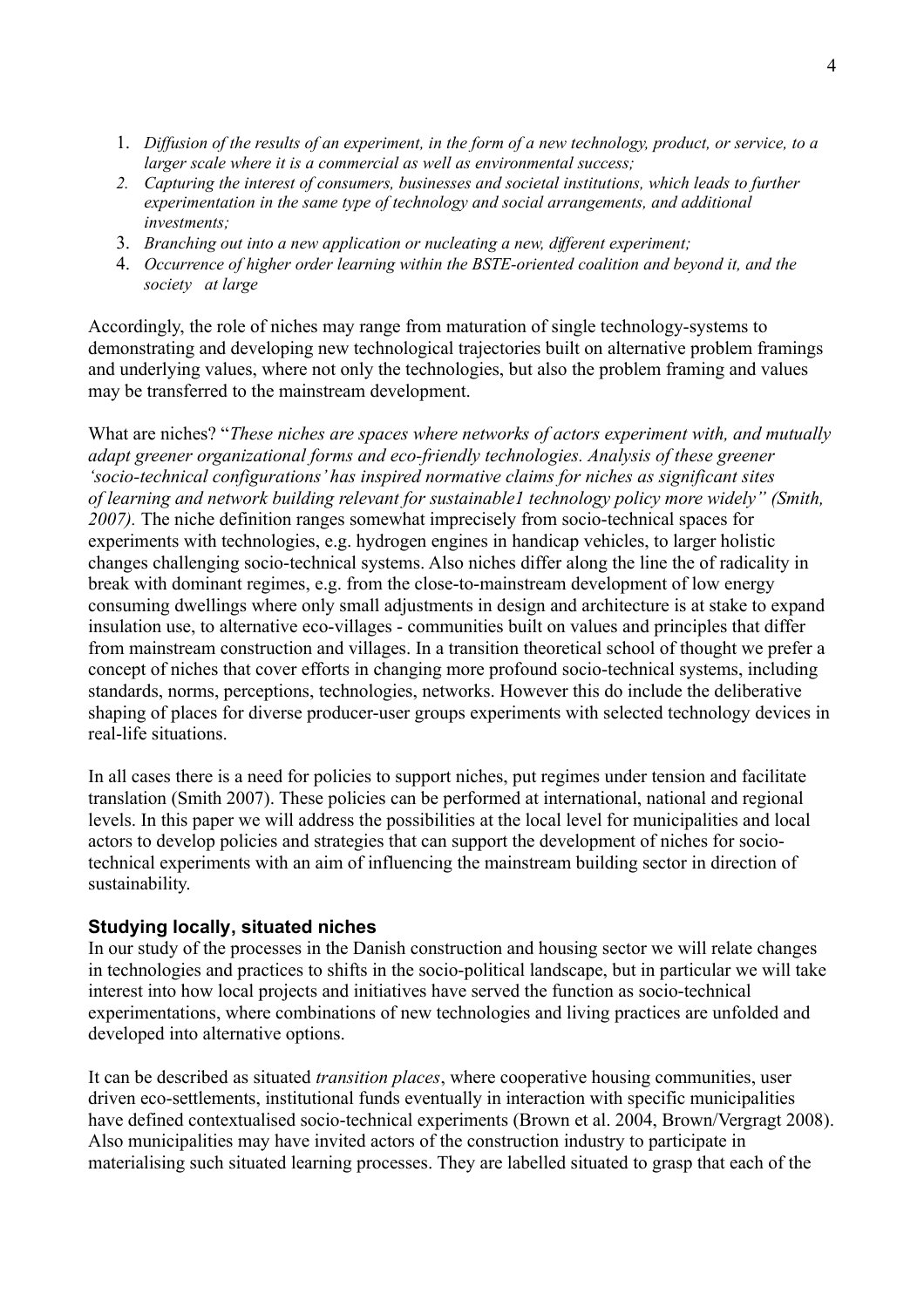1. *Diffusion of the results of an experiment, in the form of a new technology, product, or service, to a larger scale where it is a commercial as well as environmental success;*
2. *Capturing the interest of consumers, businesses and societal institutions, which leads to further experimentation in the same type of technology and social arrangements, and additional investments;*
3. *Branching out into a new application or nucleating a new, different experiment;*
4. *Occurrence of higher order learning within the BSTE-oriented coalition and beyond it, and the society at large*

Accordingly, the role of niches may range from maturation of single technology-systems to demonstrating and developing new technological trajectories built on alternative problem framings and underlying values, where not only the technologies, but also the problem framing and values may be transferred to the mainstream development.

What are niches? "*These niches are spaces where networks of actors experiment with, and mutually adapt greener organizational forms and eco-friendly technologies. Analysis of these greener 'socio-technical configurations' has inspired normative claims for niches as significant sites of learning and network building relevant for sustainable1 technology policy more widely" (Smith, 2007).* The niche definition ranges somewhat imprecisely from socio-technical spaces for experiments with technologies, e.g. hydrogen engines in handicap vehicles, to larger holistic changes challenging socio-technical systems. Also niches differ along the line the of radicality in break with dominant regimes, e.g. from the close-to-mainstream development of low energy consuming dwellings where only small adjustments in design and architecture is at stake to expand insulation use, to alternative eco-villages - communities built on values and principles that differ from mainstream construction and villages. In a transition theoretical school of thought we prefer a concept of niches that cover efforts in changing more profound socio-technical systems, including standards, norms, perceptions, technologies, networks. However this do include the deliberative shaping of places for diverse producer-user groups experiments with selected technology devices in real-life situations.

In all cases there is a need for policies to support niches, put regimes under tension and facilitate translation (Smith 2007). These policies can be performed at international, national and regional levels. In this paper we will address the possibilities at the local level for municipalities and local actors to develop policies and strategies that can support the development of niches for socio-technical experiments with an aim of influencing the mainstream building sector in direction of sustainability.

## Studying locally, situated niches

In our study of the processes in the Danish construction and housing sector we will relate changes in technologies and practices to shifts in the socio-political landscape, but in particular we will take interest into how local projects and initiatives have served the function as socio-technical experimentations, where combinations of new technologies and living practices are unfolded and developed into alternative options.

It can be described as situated *transition places*, where cooperative housing communities, user driven eco-settlements, institutional funds eventually in interaction with specific municipalities have defined contextualised socio-technical experiments (Brown et al. 2004, Brown/Vergragt 2008). Also municipalities may have invited actors of the construction industry to participate in materialising such situated learning processes. They are labelled situated to grasp that each of the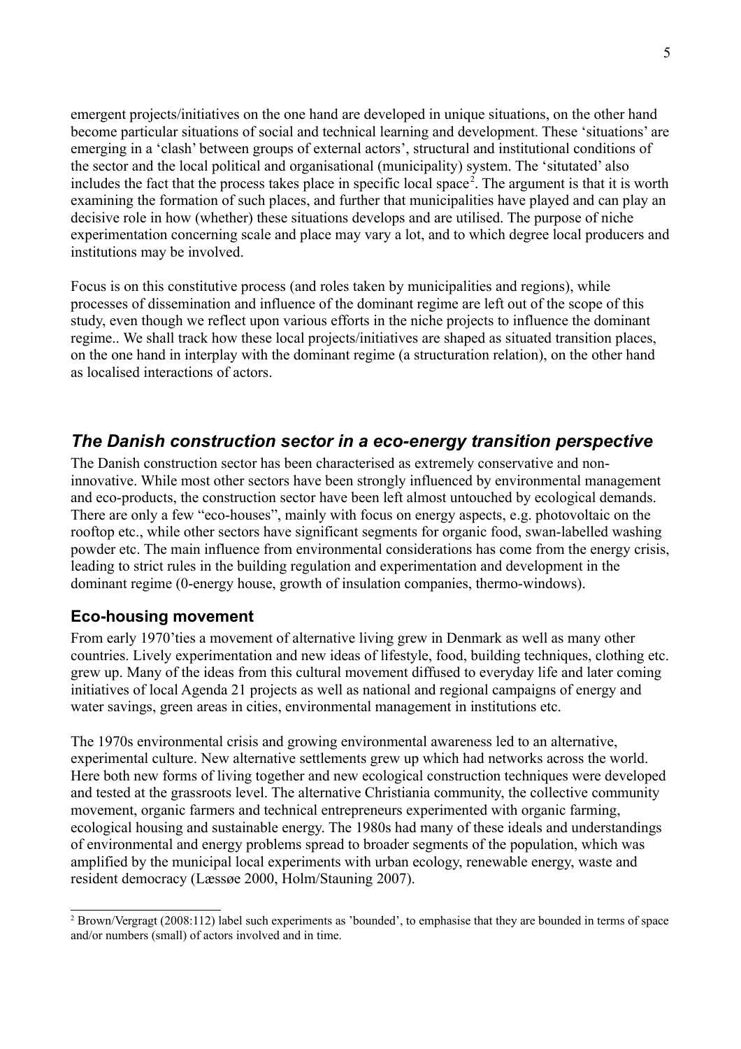emergent projects/initiatives on the one hand are developed in unique situations, on the other hand become particular situations of social and technical learning and development. These 'situations' are emerging in a 'clash' between groups of external actors', structural and institutional conditions of the sector and the local political and organisational (municipality) system. The 'situtated' also includes the fact that the process takes place in specific local space[2]. The argument is that it is worth examining the formation of such places, and further that municipalities have played and can play an decisive role in how (whether) these situations develops and are utilised. The purpose of niche experimentation concerning scale and place may vary a lot, and to which degree local producers and institutions may be involved.

Focus is on this constitutive process (and roles taken by municipalities and regions), while processes of dissemination and influence of the dominant regime are left out of the scope of this study, even though we reflect upon various efforts in the niche projects to influence the dominant regime.. We shall track how these local projects/initiatives are shaped as situated transition places, on the one hand in interplay with the dominant regime (a structuration relation), on the other hand as localised interactions of actors.

## *The Danish construction sector in a eco-energy transition perspective*

The Danish construction sector has been characterised as extremely conservative and non-innovative. While most other sectors have been strongly influenced by environmental management and eco-products, the construction sector have been left almost untouched by ecological demands. There are only a few "eco-houses", mainly with focus on energy aspects, e.g. photovoltaic on the rooftop etc., while other sectors have significant segments for organic food, swan-labelled washing powder etc. The main influence from environmental considerations has come from the energy crisis, leading to strict rules in the building regulation and experimentation and development in the dominant regime (0-energy house, growth of insulation companies, thermo-windows).

### Eco-housing movement

From early 1970'ties a movement of alternative living grew in Denmark as well as many other countries. Lively experimentation and new ideas of lifestyle, food, building techniques, clothing etc. grew up. Many of the ideas from this cultural movement diffused to everyday life and later coming initiatives of local Agenda 21 projects as well as national and regional campaigns of energy and water savings, green areas in cities, environmental management in institutions etc.

The 1970s environmental crisis and growing environmental awareness led to an alternative, experimental culture. New alternative settlements grew up which had networks across the world. Here both new forms of living together and new ecological construction techniques were developed and tested at the grassroots level. The alternative Christiania community, the collective community movement, organic farmers and technical entrepreneurs experimented with organic farming, ecological housing and sustainable energy. The 1980s had many of these ideals and understandings of environmental and energy problems spread to broader segments of the population, which was amplified by the municipal local experiments with urban ecology, renewable energy, waste and resident democracy (Læssøe 2000, Holm/Stauning 2007).

[2] Brown/Vergragt (2008:112) label such experiments as 'bounded', to emphasise that they are bounded in terms of space and/or numbers (small) of actors involved and in time.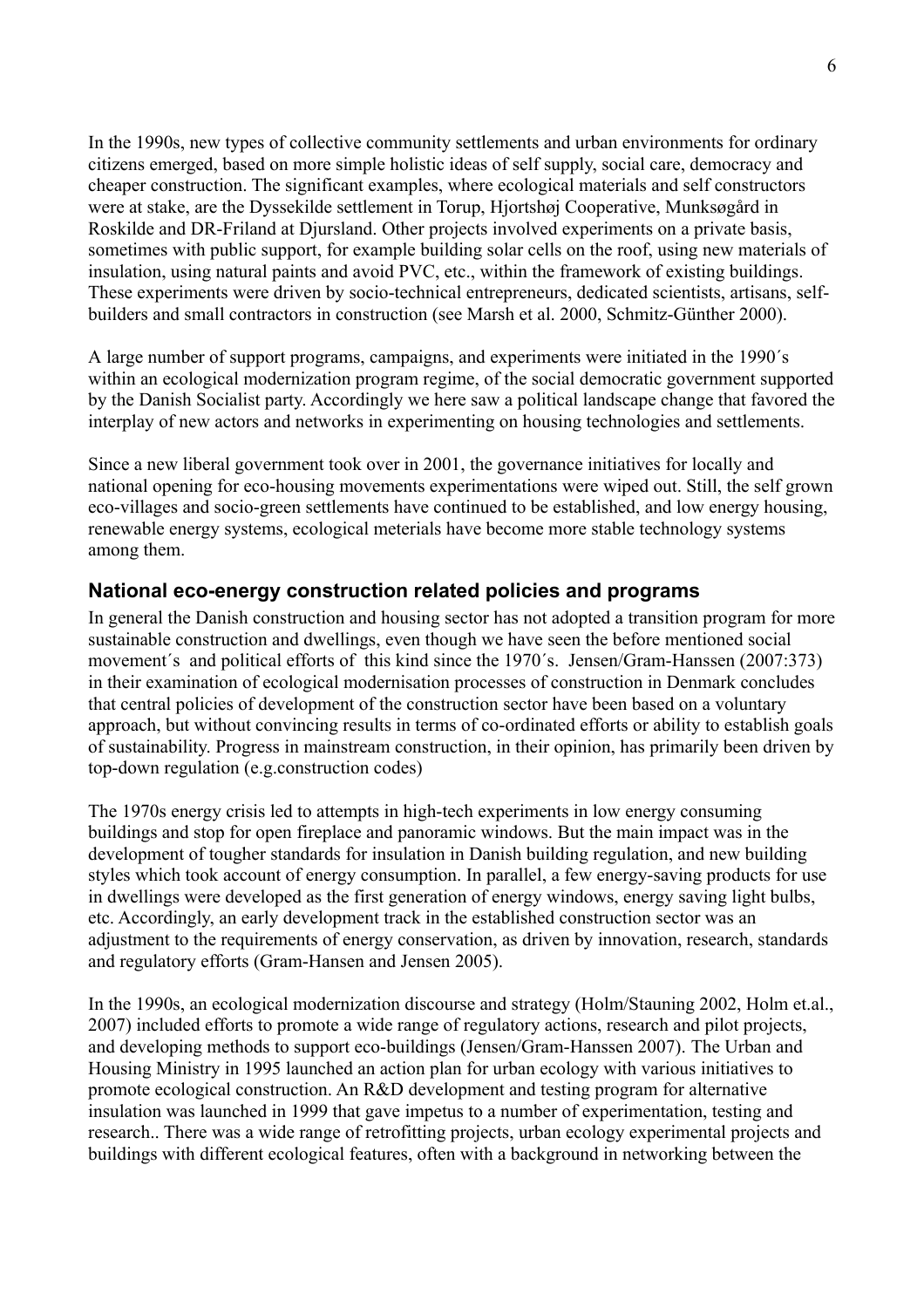In the 1990s, new types of collective community settlements and urban environments for ordinary citizens emerged, based on more simple holistic ideas of self supply, social care, democracy and cheaper construction. The significant examples, where ecological materials and self constructors were at stake, are the Dyssekilde settlement in Torup, Hjortshøj Cooperative, Munksøgård in Roskilde and DR-Friland at Djursland. Other projects involved experiments on a private basis, sometimes with public support, for example building solar cells on the roof, using new materials of insulation, using natural paints and avoid PVC, etc., within the framework of existing buildings. These experiments were driven by socio-technical entrepreneurs, dedicated scientists, artisans, self-builders and small contractors in construction (see Marsh et al. 2000, Schmitz-Günther 2000).

A large number of support programs, campaigns, and experiments were initiated in the 1990´s within an ecological modernization program regime, of the social democratic government supported by the Danish Socialist party. Accordingly we here saw a political landscape change that favored the interplay of new actors and networks in experimenting on housing technologies and settlements.

Since a new liberal government took over in 2001, the governance initiatives for locally and national opening for eco-housing movements experimentations were wiped out. Still, the self grown eco-villages and socio-green settlements have continued to be established, and low energy housing, renewable energy systems, ecological meterials have become more stable technology systems among them.

## National eco-energy construction related policies and programs

In general the Danish construction and housing sector has not adopted a transition program for more sustainable construction and dwellings, even though we have seen the before mentioned social movement´s and political efforts of this kind since the 1970´s. Jensen/Gram-Hanssen (2007:373) in their examination of ecological modernisation processes of construction in Denmark concludes that central policies of development of the construction sector have been based on a voluntary approach, but without convincing results in terms of co-ordinated efforts or ability to establish goals of sustainability. Progress in mainstream construction, in their opinion, has primarily been driven by top-down regulation (e.g.construction codes)

The 1970s energy crisis led to attempts in high-tech experiments in low energy consuming buildings and stop for open fireplace and panoramic windows. But the main impact was in the development of tougher standards for insulation in Danish building regulation, and new building styles which took account of energy consumption. In parallel, a few energy-saving products for use in dwellings were developed as the first generation of energy windows, energy saving light bulbs, etc. Accordingly, an early development track in the established construction sector was an adjustment to the requirements of energy conservation, as driven by innovation, research, standards and regulatory efforts (Gram-Hansen and Jensen 2005).

In the 1990s, an ecological modernization discourse and strategy (Holm/Stauning 2002, Holm et.al., 2007) included efforts to promote a wide range of regulatory actions, research and pilot projects, and developing methods to support eco-buildings (Jensen/Gram-Hanssen 2007). The Urban and Housing Ministry in 1995 launched an action plan for urban ecology with various initiatives to promote ecological construction. An R&D development and testing program for alternative insulation was launched in 1999 that gave impetus to a number of experimentation, testing and research.. There was a wide range of retrofitting projects, urban ecology experimental projects and buildings with different ecological features, often with a background in networking between the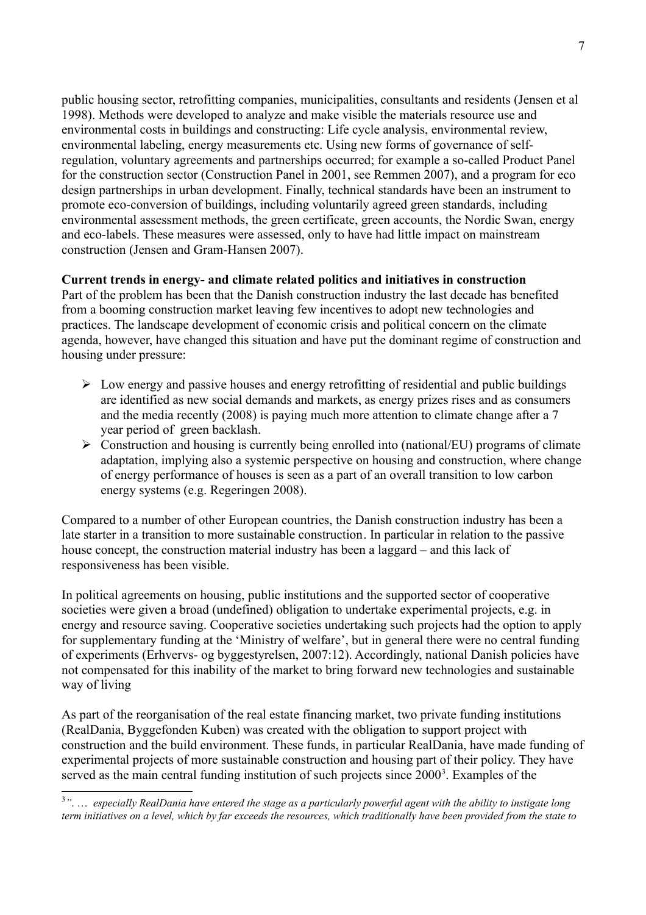public housing sector, retrofitting companies, municipalities, consultants and residents (Jensen et al 1998). Methods were developed to analyze and make visible the materials resource use and environmental costs in buildings and constructing: Life cycle analysis, environmental review, environmental labeling, energy measurements etc. Using new forms of governance of self-regulation, voluntary agreements and partnerships occurred; for example a so-called Product Panel for the construction sector (Construction Panel in 2001, see Remmen 2007), and a program for eco design partnerships in urban development. Finally, technical standards have been an instrument to promote eco-conversion of buildings, including voluntarily agreed green standards, including environmental assessment methods, the green certificate, green accounts, the Nordic Swan, energy and eco-labels. These measures were assessed, only to have had little impact on mainstream construction (Jensen and Gram-Hansen 2007).

**Current trends in energy- and climate related politics and initiatives in construction**

Part of the problem has been that the Danish construction industry the last decade has benefited from a booming construction market leaving few incentives to adopt new technologies and practices. The landscape development of economic crisis and political concern on the climate agenda, however, have changed this situation and have put the dominant regime of construction and housing under pressure:

- Low energy and passive houses and energy retrofitting of residential and public buildings are identified as new social demands and markets, as energy prizes rises and as consumers and the media recently (2008) is paying much more attention to climate change after a 7 year period of green backlash.
- Construction and housing is currently being enrolled into (national/EU) programs of climate adaptation, implying also a systemic perspective on housing and construction, where change of energy performance of houses is seen as a part of an overall transition to low carbon energy systems (e.g. Regeringen 2008).

Compared to a number of other European countries, the Danish construction industry has been a late starter in a transition to more sustainable construction. In particular in relation to the passive house concept, the construction material industry has been a laggard – and this lack of responsiveness has been visible.

In political agreements on housing, public institutions and the supported sector of cooperative societies were given a broad (undefined) obligation to undertake experimental projects, e.g. in energy and resource saving. Cooperative societies undertaking such projects had the option to apply for supplementary funding at the 'Ministry of welfare', but in general there were no central funding of experiments (Erhvervs- og byggestyrelsen, 2007:12). Accordingly, national Danish policies have not compensated for this inability of the market to bring forward new technologies and sustainable way of living

As part of the reorganisation of the real estate financing market, two private funding institutions (RealDania, Byggefonden Kuben) was created with the obligation to support project with construction and the build environment. These funds, in particular RealDania, have made funding of experimental projects of more sustainable construction and housing part of their policy. They have served as the main central funding institution of such projects since 2000[3]. Examples of the

[3] *". … especially RealDania have entered the stage as a particularly powerful agent with the ability to instigate long term initiatives on a level, which by far exceeds the resources, which traditionally have been provided from the state to*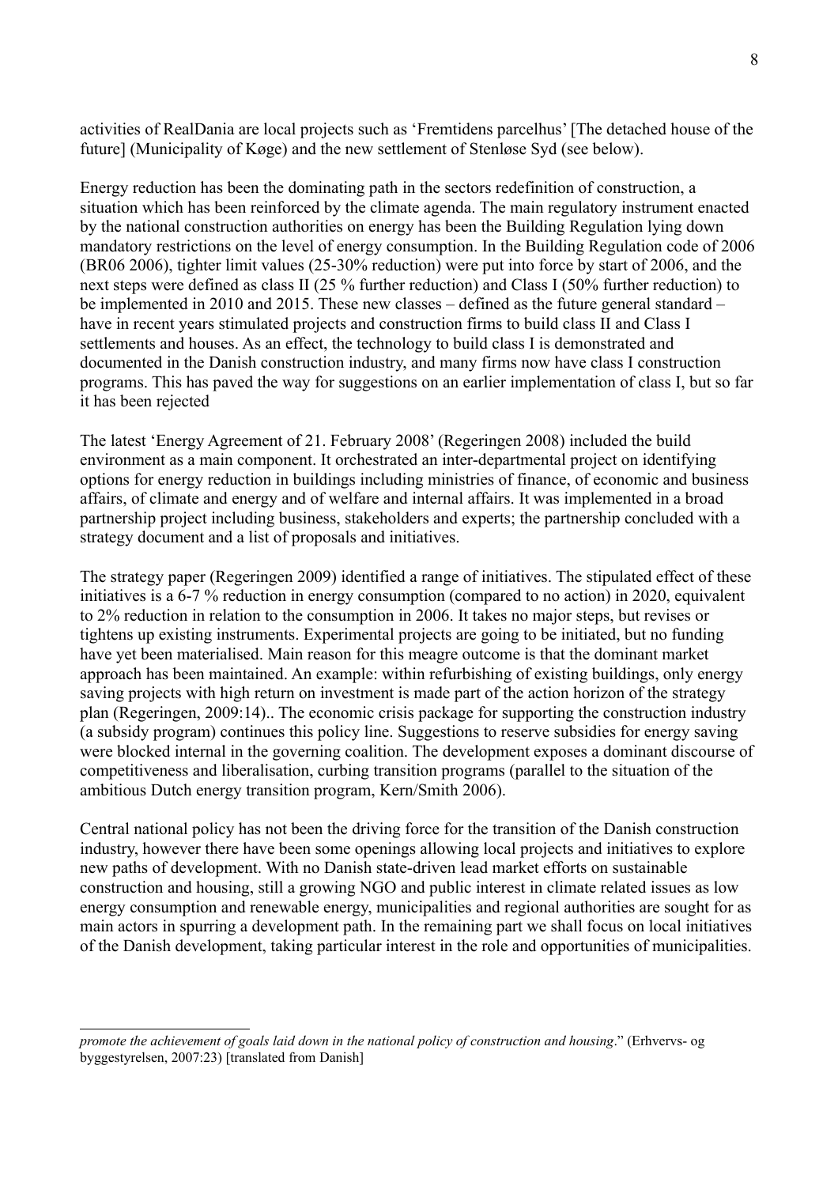activities of RealDania are local projects such as 'Fremtidens parcelhus' [The detached house of the future] (Municipality of Køge) and the new settlement of Stenløse Syd (see below).

Energy reduction has been the dominating path in the sectors redefinition of construction, a situation which has been reinforced by the climate agenda. The main regulatory instrument enacted by the national construction authorities on energy has been the Building Regulation lying down mandatory restrictions on the level of energy consumption. In the Building Regulation code of 2006 (BR06 2006), tighter limit values (25-30% reduction) were put into force by start of 2006, and the next steps were defined as class II (25 % further reduction) and Class I (50% further reduction) to be implemented in 2010 and 2015. These new classes – defined as the future general standard – have in recent years stimulated projects and construction firms to build class II and Class I settlements and houses. As an effect, the technology to build class I is demonstrated and documented in the Danish construction industry, and many firms now have class I construction programs. This has paved the way for suggestions on an earlier implementation of class I, but so far it has been rejected

The latest 'Energy Agreement of 21. February 2008' (Regeringen 2008) included the build environment as a main component. It orchestrated an inter-departmental project on identifying options for energy reduction in buildings including ministries of finance, of economic and business affairs, of climate and energy and of welfare and internal affairs. It was implemented in a broad partnership project including business, stakeholders and experts; the partnership concluded with a strategy document and a list of proposals and initiatives.

The strategy paper (Regeringen 2009) identified a range of initiatives. The stipulated effect of these initiatives is a 6-7 % reduction in energy consumption (compared to no action) in 2020, equivalent to 2% reduction in relation to the consumption in 2006. It takes no major steps, but revises or tightens up existing instruments. Experimental projects are going to be initiated, but no funding have yet been materialised. Main reason for this meagre outcome is that the dominant market approach has been maintained. An example: within refurbishing of existing buildings, only energy saving projects with high return on investment is made part of the action horizon of the strategy plan (Regeringen, 2009:14).. The economic crisis package for supporting the construction industry (a subsidy program) continues this policy line. Suggestions to reserve subsidies for energy saving were blocked internal in the governing coalition. The development exposes a dominant discourse of competitiveness and liberalisation, curbing transition programs (parallel to the situation of the ambitious Dutch energy transition program, Kern/Smith 2006).

Central national policy has not been the driving force for the transition of the Danish construction industry, however there have been some openings allowing local projects and initiatives to explore new paths of development. With no Danish state-driven lead market efforts on sustainable construction and housing, still a growing NGO and public interest in climate related issues as low energy consumption and renewable energy, municipalities and regional authorities are sought for as main actors in spurring a development path. In the remaining part we shall focus on local initiatives of the Danish development, taking particular interest in the role and opportunities of municipalities.

---

*promote the achievement of goals laid down in the national policy of construction and housing*." (Erhvervs- og byggestyrelsen, 2007:23) [translated from Danish]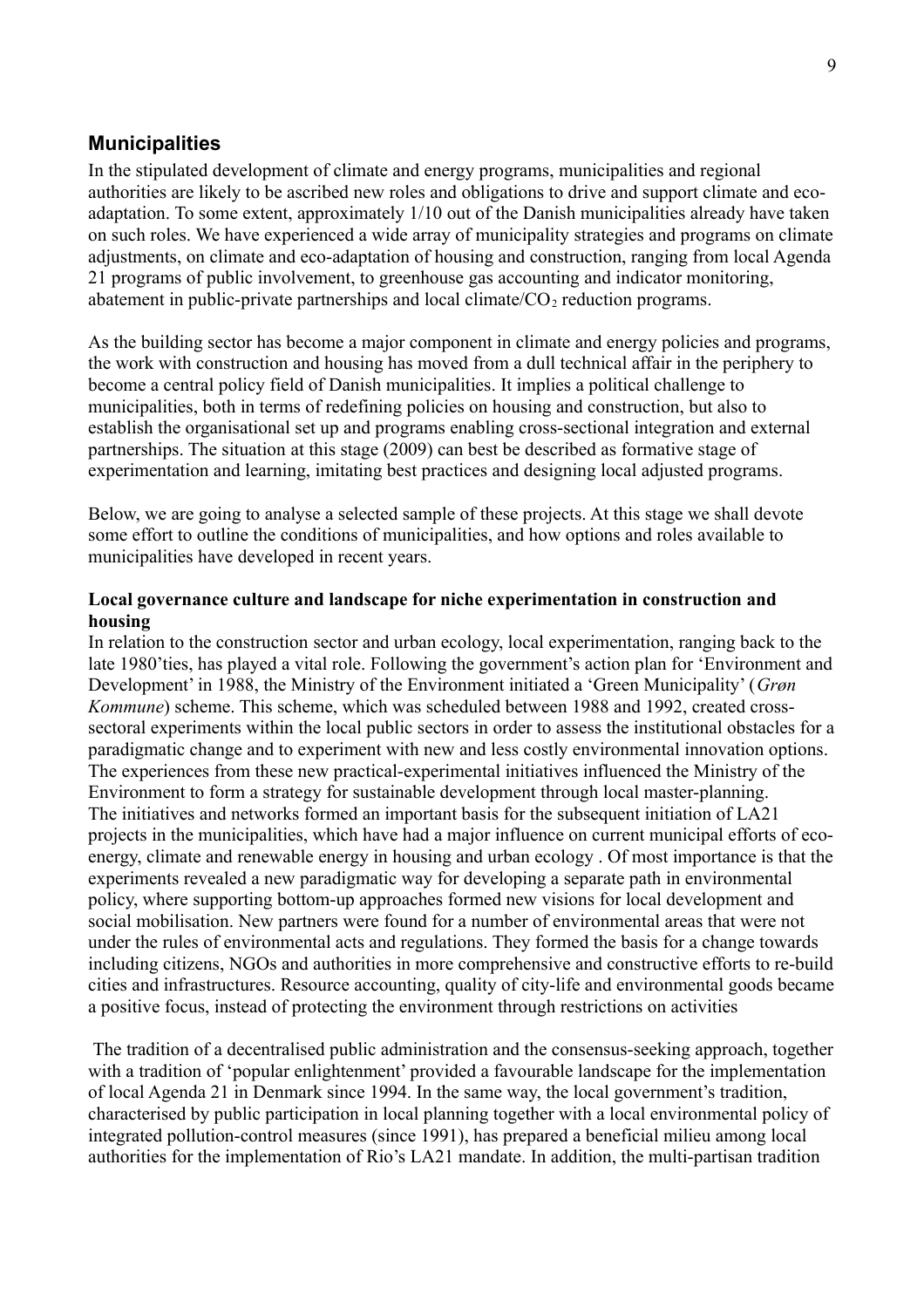## Municipalities

In the stipulated development of climate and energy programs, municipalities and regional authorities are likely to be ascribed new roles and obligations to drive and support climate and eco-adaptation. To some extent, approximately 1/10 out of the Danish municipalities already have taken on such roles. We have experienced a wide array of municipality strategies and programs on climate adjustments, on climate and eco-adaptation of housing and construction, ranging from local Agenda 21 programs of public involvement, to greenhouse gas accounting and indicator monitoring, abatement in public-private partnerships and local climate/$CO_2$ reduction programs.

As the building sector has become a major component in climate and energy policies and programs, the work with construction and housing has moved from a dull technical affair in the periphery to become a central policy field of Danish municipalities. It implies a political challenge to municipalities, both in terms of redefining policies on housing and construction, but also to establish the organisational set up and programs enabling cross-sectional integration and external partnerships. The situation at this stage (2009) can best be described as formative stage of experimentation and learning, imitating best practices and designing local adjusted programs.

Below, we are going to analyse a selected sample of these projects. At this stage we shall devote some effort to outline the conditions of municipalities, and how options and roles available to municipalities have developed in recent years.

**Local governance culture and landscape for niche experimentation in construction and housing**

In relation to the construction sector and urban ecology, local experimentation, ranging back to the late 1980'ties, has played a vital role. Following the government's action plan for 'Environment and Development' in 1988, the Ministry of the Environment initiated a 'Green Municipality' (*Grøn Kommune*) scheme. This scheme, which was scheduled between 1988 and 1992, created cross-sectoral experiments within the local public sectors in order to assess the institutional obstacles for a paradigmatic change and to experiment with new and less costly environmental innovation options. The experiences from these new practical-experimental initiatives influenced the Ministry of the Environment to form a strategy for sustainable development through local master-planning. The initiatives and networks formed an important basis for the subsequent initiation of LA21 projects in the municipalities, which have had a major influence on current municipal efforts of eco-energy, climate and renewable energy in housing and urban ecology . Of most importance is that the experiments revealed a new paradigmatic way for developing a separate path in environmental policy, where supporting bottom-up approaches formed new visions for local development and social mobilisation. New partners were found for a number of environmental areas that were not under the rules of environmental acts and regulations. They formed the basis for a change towards including citizens, NGOs and authorities in more comprehensive and constructive efforts to re-build cities and infrastructures. Resource accounting, quality of city-life and environmental goods became a positive focus, instead of protecting the environment through restrictions on activities

The tradition of a decentralised public administration and the consensus-seeking approach, together with a tradition of 'popular enlightenment' provided a favourable landscape for the implementation of local Agenda 21 in Denmark since 1994. In the same way, the local government's tradition, characterised by public participation in local planning together with a local environmental policy of integrated pollution-control measures (since 1991), has prepared a beneficial milieu among local authorities for the implementation of Rio's LA21 mandate. In addition, the multi-partisan tradition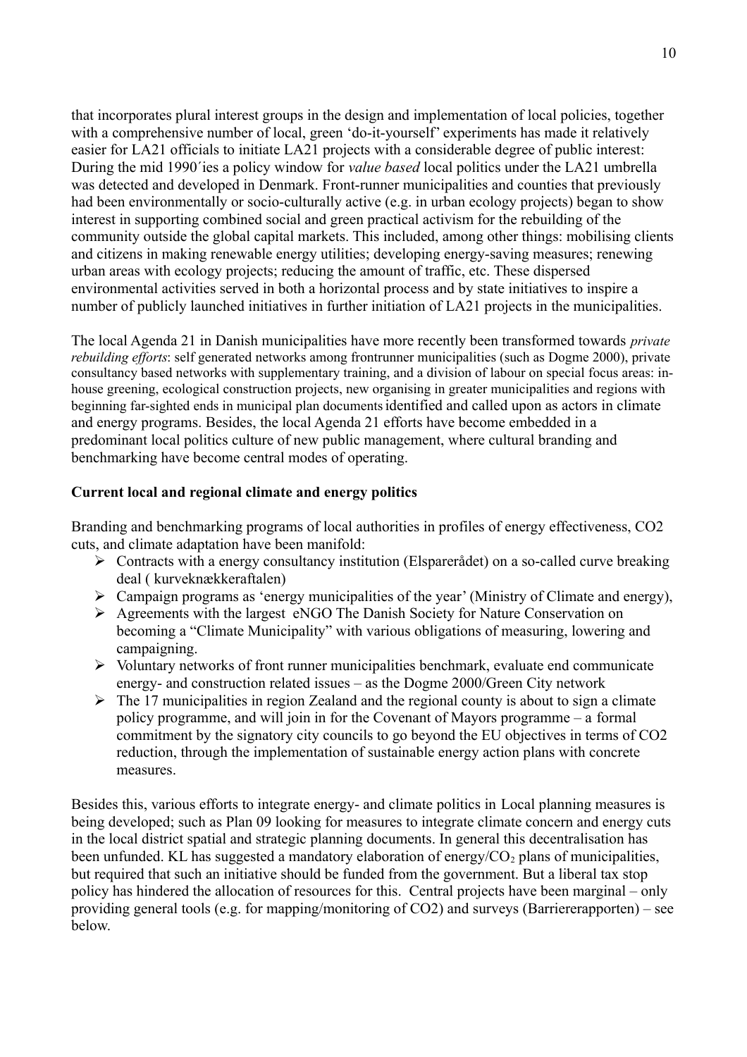that incorporates plural interest groups in the design and implementation of local policies, together with a comprehensive number of local, green 'do-it-yourself' experiments has made it relatively easier for LA21 officials to initiate LA21 projects with a considerable degree of public interest: During the mid 1990´ies a policy window for *value based* local politics under the LA21 umbrella was detected and developed in Denmark. Front-runner municipalities and counties that previously had been environmentally or socio-culturally active (e.g. in urban ecology projects) began to show interest in supporting combined social and green practical activism for the rebuilding of the community outside the global capital markets. This included, among other things: mobilising clients and citizens in making renewable energy utilities; developing energy-saving measures; renewing urban areas with ecology projects; reducing the amount of traffic, etc. These dispersed environmental activities served in both a horizontal process and by state initiatives to inspire a number of publicly launched initiatives in further initiation of LA21 projects in the municipalities.

The local Agenda 21 in Danish municipalities have more recently been transformed towards *private rebuilding efforts*: self generated networks among frontrunner municipalities (such as Dogme 2000), private consultancy based networks with supplementary training, and a division of labour on special focus areas: in-house greening, ecological construction projects, new organising in greater municipalities and regions with beginning far-sighted ends in municipal plan documents identified and called upon as actors in climate and energy programs. Besides, the local Agenda 21 efforts have become embedded in a predominant local politics culture of new public management, where cultural branding and benchmarking have become central modes of operating.

**Current local and regional climate and energy politics**

Branding and benchmarking programs of local authorities in profiles of energy effectiveness, CO2 cuts, and climate adaptation have been manifold:

- Contracts with a energy consultancy institution (Elsparerådet) on a so-called curve breaking deal ( kurveknækkeraftalen)
- Campaign programs as 'energy municipalities of the year' (Ministry of Climate and energy),
- Agreements with the largest eNGO The Danish Society for Nature Conservation on becoming a "Climate Municipality" with various obligations of measuring, lowering and campaigning.
- Voluntary networks of front runner municipalities benchmark, evaluate end communicate energy- and construction related issues – as the Dogme 2000/Green City network
- The 17 municipalities in region Zealand and the regional county is about to sign a climate policy programme, and will join in for the Covenant of Mayors programme – a formal commitment by the signatory city councils to go beyond the EU objectives in terms of CO2 reduction, through the implementation of sustainable energy action plans with concrete measures.

Besides this, various efforts to integrate energy- and climate politics in Local planning measures is being developed; such as Plan 09 looking for measures to integrate climate concern and energy cuts in the local district spatial and strategic planning documents. In general this decentralisation has been unfunded. KL has suggested a mandatory elaboration of energy/$CO_2$ plans of municipalities, but required that such an initiative should be funded from the government. But a liberal tax stop policy has hindered the allocation of resources for this. Central projects have been marginal – only providing general tools (e.g. for mapping/monitoring of CO2) and surveys (Barriererapporten) – see below.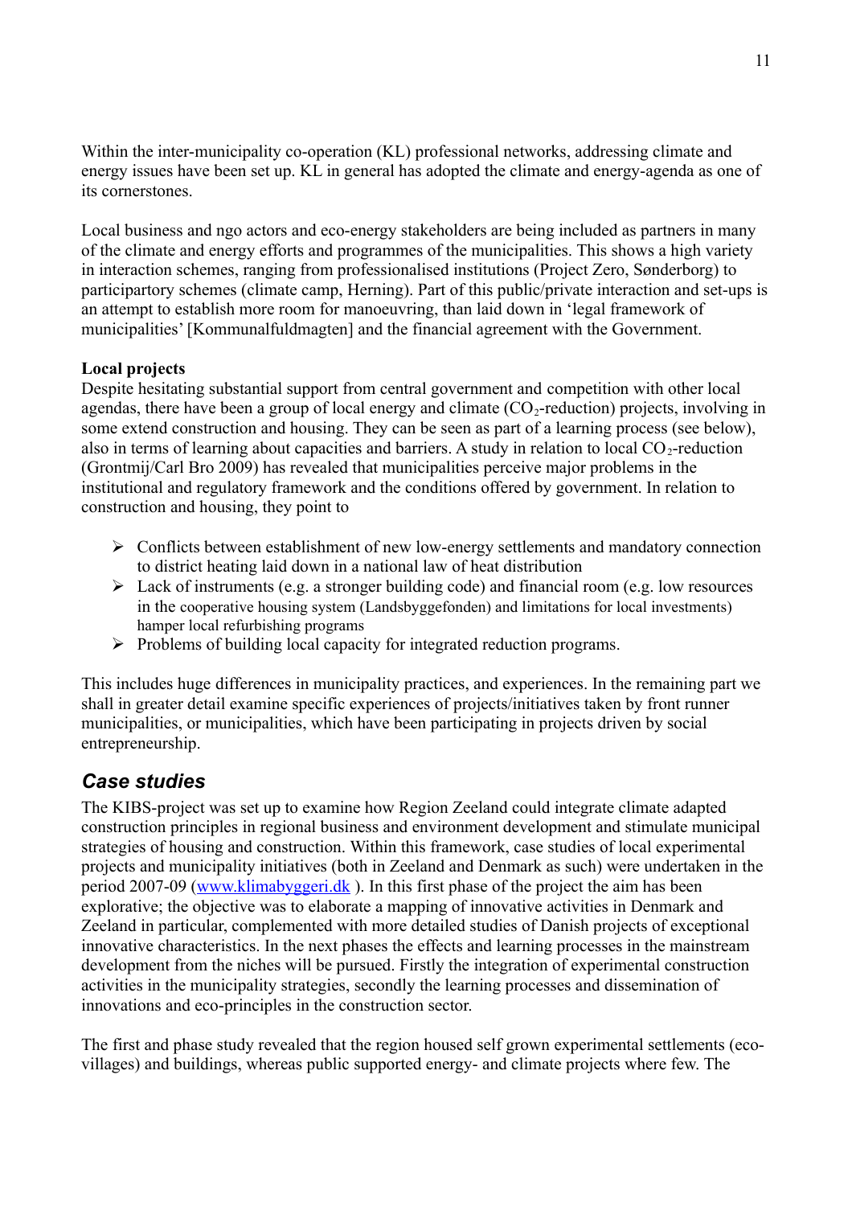Within the inter-municipality co-operation (KL) professional networks, addressing climate and energy issues have been set up. KL in general has adopted the climate and energy-agenda as one of its cornerstones.

Local business and ngo actors and eco-energy stakeholders are being included as partners in many of the climate and energy efforts and programmes of the municipalities. This shows a high variety in interaction schemes, ranging from professionalised institutions (Project Zero, Sønderborg) to participartory schemes (climate camp, Herning). Part of this public/private interaction and set-ups is an attempt to establish more room for manoeuvring, than laid down in 'legal framework of municipalities' [Kommunalfuldmagten] and the financial agreement with the Government.

**Local projects**

Despite hesitating substantial support from central government and competition with other local agendas, there have been a group of local energy and climate ($CO_2$-reduction) projects, involving in some extend construction and housing. They can be seen as part of a learning process (see below), also in terms of learning about capacities and barriers. A study in relation to local $CO_2$-reduction (Grontmij/Carl Bro 2009) has revealed that municipalities perceive major problems in the institutional and regulatory framework and the conditions offered by government. In relation to construction and housing, they point to

- Conflicts between establishment of new low-energy settlements and mandatory connection to district heating laid down in a national law of heat distribution
- Lack of instruments (e.g. a stronger building code) and financial room (e.g. low resources in the cooperative housing system (Landsbyggefonden) and limitations for local investments) hamper local refurbishing programs
- Problems of building local capacity for integrated reduction programs.

This includes huge differences in municipality practices, and experiences. In the remaining part we shall in greater detail examine specific experiences of projects/initiatives taken by front runner municipalities, or municipalities, which have been participating in projects driven by social entrepreneurship.

## *Case studies*

The KIBS-project was set up to examine how Region Zeeland could integrate climate adapted construction principles in regional business and environment development and stimulate municipal strategies of housing and construction. Within this framework, case studies of local experimental projects and municipality initiatives (both in Zeeland and Denmark as such) were undertaken in the period 2007-09 ([www.klimabyggeri.dk](http://www.klimabyggeri.dk) ). In this first phase of the project the aim has been explorative; the objective was to elaborate a mapping of innovative activities in Denmark and Zeeland in particular, complemented with more detailed studies of Danish projects of exceptional innovative characteristics. In the next phases the effects and learning processes in the mainstream development from the niches will be pursued. Firstly the integration of experimental construction activities in the municipality strategies, secondly the learning processes and dissemination of innovations and eco-principles in the construction sector.

The first and phase study revealed that the region housed self grown experimental settlements (eco-villages) and buildings, whereas public supported energy- and climate projects where few. The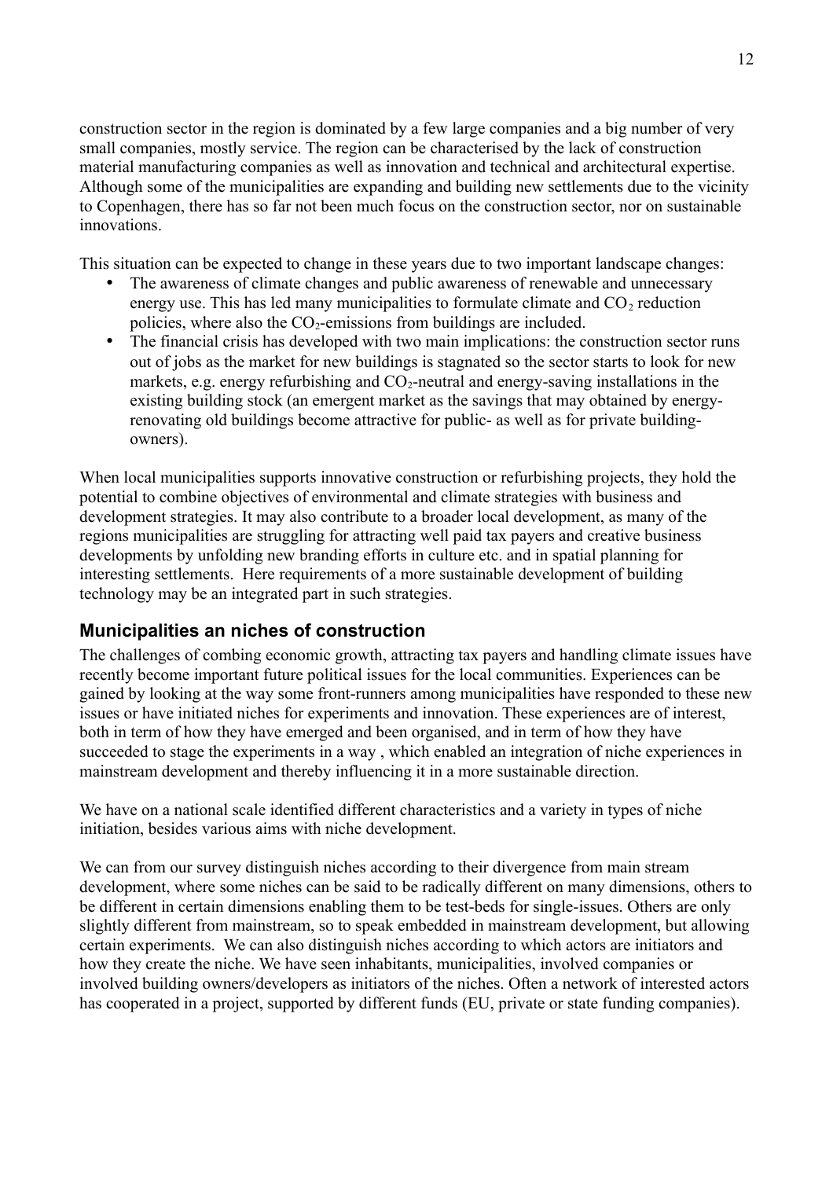construction sector in the region is dominated by a few large companies and a big number of very small companies, mostly service. The region can be characterised by the lack of construction material manufacturing companies as well as innovation and technical and architectural expertise. Although some of the municipalities are expanding and building new settlements due to the vicinity to Copenhagen, there has so far not been much focus on the construction sector, nor on sustainable innovations.

This situation can be expected to change in these years due to two important landscape changes:

- The awareness of climate changes and public awareness of renewable and unnecessary energy use. This has led many municipalities to formulate climate and $CO_2$ reduction policies, where also the $CO_2$-emissions from buildings are included.
- The financial crisis has developed with two main implications: the construction sector runs out of jobs as the market for new buildings is stagnated so the sector starts to look for new markets, e.g. energy refurbishing and $CO_2$-neutral and energy-saving installations in the existing building stock (an emergent market as the savings that may obtained by energy-renovating old buildings become attractive for public- as well as for private building-owners).

When local municipalities supports innovative construction or refurbishing projects, they hold the potential to combine objectives of environmental and climate strategies with business and development strategies. It may also contribute to a broader local development, as many of the regions municipalities are struggling for attracting well paid tax payers and creative business developments by unfolding new branding efforts in culture etc. and in spatial planning for interesting settlements. Here requirements of a more sustainable development of building technology may be an integrated part in such strategies.

## Municipalities an niches of construction

The challenges of combing economic growth, attracting tax payers and handling climate issues have recently become important future political issues for the local communities. Experiences can be gained by looking at the way some front-runners among municipalities have responded to these new issues or have initiated niches for experiments and innovation. These experiences are of interest, both in term of how they have emerged and been organised, and in term of how they have succeeded to stage the experiments in a way , which enabled an integration of niche experiences in mainstream development and thereby influencing it in a more sustainable direction.

We have on a national scale identified different characteristics and a variety in types of niche initiation, besides various aims with niche development.

We can from our survey distinguish niches according to their divergence from main stream development, where some niches can be said to be radically different on many dimensions, others to be different in certain dimensions enabling them to be test-beds for single-issues. Others are only slightly different from mainstream, so to speak embedded in mainstream development, but allowing certain experiments. We can also distinguish niches according to which actors are initiators and how they create the niche. We have seen inhabitants, municipalities, involved companies or involved building owners/developers as initiators of the niches. Often a network of interested actors has cooperated in a project, supported by different funds (EU, private or state funding companies).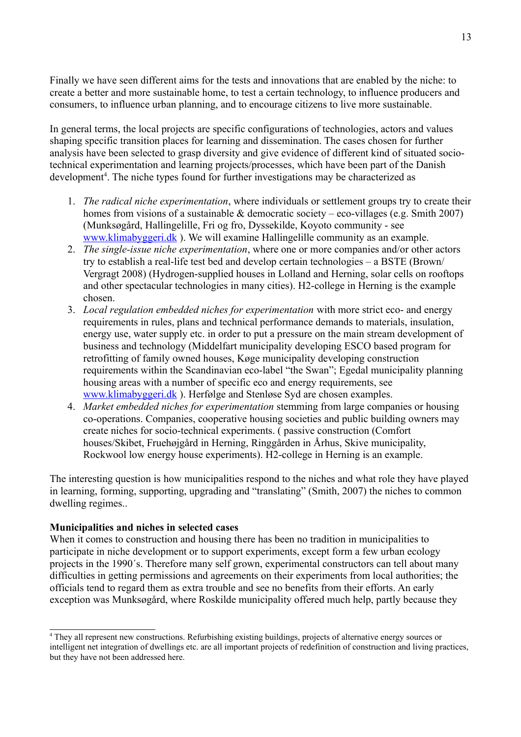Finally we have seen different aims for the tests and innovations that are enabled by the niche: to create a better and more sustainable home, to test a certain technology, to influence producers and consumers, to influence urban planning, and to encourage citizens to live more sustainable.

In general terms, the local projects are specific configurations of technologies, actors and values shaping specific transition places for learning and dissemination. The cases chosen for further analysis have been selected to grasp diversity and give evidence of different kind of situated socio-technical experimentation and learning projects/processes, which have been part of the Danish development[4]. The niche types found for further investigations may be characterized as

1. *The radical niche experimentation*, where individuals or settlement groups try to create their homes from visions of a sustainable & democratic society – eco-villages (e.g. Smith 2007) (Munksøgård, Hallingelille, Fri og fro, Dyssekilde, Koyoto community - see [www.klimabyggeri.dk](www.klimabyggeri.dk) ). We will examine Hallingelille community as an example.
2. *The single-issue niche experimentation*, where one or more companies and/or other actors try to establish a real-life test bed and develop certain technologies – a BSTE (Brown/ Vergragt 2008) (Hydrogen-supplied houses in Lolland and Herning, solar cells on rooftops and other spectacular technologies in many cities). H2-college in Herning is the example chosen.
3. *Local regulation embedded niches for experimentation* with more strict eco- and energy requirements in rules, plans and technical performance demands to materials, insulation, energy use, water supply etc. in order to put a pressure on the main stream development of business and technology (Middelfart municipality developing ESCO based program for retrofitting of family owned houses, Køge municipality developing construction requirements within the Scandinavian eco-label "the Swan"; Egedal municipality planning housing areas with a number of specific eco and energy requirements, see [www.klimabyggeri.dk](www.klimabyggeri.dk) ). Herfølge and Stenløse Syd are chosen examples.
4. *Market embedded niches for experimentation* stemming from large companies or housing co-operations. Companies, cooperative housing societies and public building owners may create niches for socio-technical experiments. ( passive construction (Comfort houses/Skibet, Fruehøjgård in Herning, Ringgården in Århus, Skive municipality, Rockwool low energy house experiments). H2-college in Herning is an example.

The interesting question is how municipalities respond to the niches and what role they have played in learning, forming, supporting, upgrading and "translating" (Smith, 2007) the niches to common dwelling regimes..

**Municipalities and niches in selected cases**

When it comes to construction and housing there has been no tradition in municipalities to participate in niche development or to support experiments, except form a few urban ecology projects in the 1990´s. Therefore many self grown, experimental constructors can tell about many difficulties in getting permissions and agreements on their experiments from local authorities; the officials tend to regard them as extra trouble and see no benefits from their efforts. An early exception was Munksøgård, where Roskilde municipality offered much help, partly because they

---

[4] They all represent new constructions. Refurbishing existing buildings, projects of alternative energy sources or intelligent net integration of dwellings etc. are all important projects of redefinition of construction and living practices, but they have not been addressed here.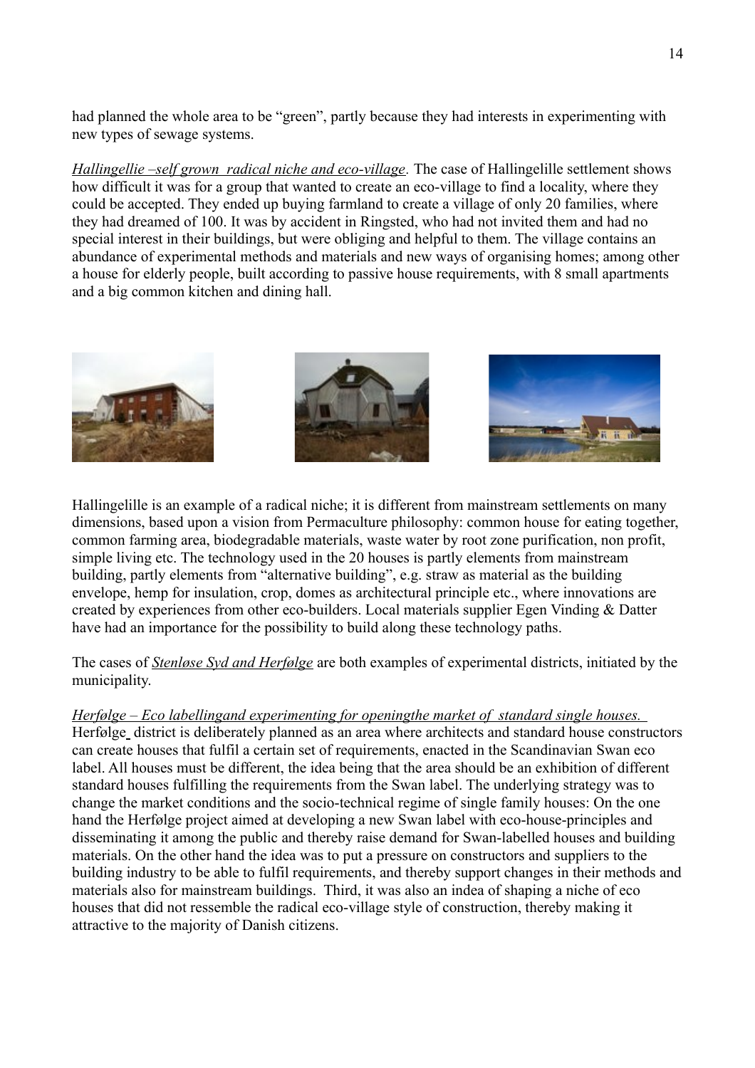had planned the whole area to be "green", partly because they had interests in experimenting with new types of sewage systems.

*Hallingellie –self grown radical niche and eco-village*. The case of Hallingelille settlement shows how difficult it was for a group that wanted to create an eco-village to find a locality, where they could be accepted. They ended up buying farmland to create a village of only 20 families, where they had dreamed of 100. It was by accident in Ringsted, who had not invited them and had no special interest in their buildings, but were obliging and helpful to them. The village contains an abundance of experimental methods and materials and new ways of organising homes; among other a house for elderly people, built according to passive house requirements, with 8 small apartments and a big common kitchen and dining hall.

Hallingelille is an example of a radical niche; it is different from mainstream settlements on many dimensions, based upon a vision from Permaculture philosophy: common house for eating together, common farming area, biodegradable materials, waste water by root zone purification, non profit, simple living etc. The technology used in the 20 houses is partly elements from mainstream building, partly elements from "alternative building", e.g. straw as material as the building envelope, hemp for insulation, crop, domes as architectural principle etc., where innovations are created by experiences from other eco-builders. Local materials supplier Egen Vinding & Datter have had an importance for the possibility to build along these technology paths.

The cases of *Stenløse Syd and Herfølge* are both examples of experimental districts, initiated by the municipality.

*Herfølge – Eco labellingand experimenting for openingthe market of standard single houses.*
Herfølge district is deliberately planned as an area where architects and standard house constructors can create houses that fulfil a certain set of requirements, enacted in the Scandinavian Swan eco label. All houses must be different, the idea being that the area should be an exhibition of different standard houses fulfilling the requirements from the Swan label. The underlying strategy was to change the market conditions and the socio-technical regime of single family houses: On the one hand the Herfølge project aimed at developing a new Swan label with eco-house-principles and disseminating it among the public and thereby raise demand for Swan-labelled houses and building materials. On the other hand the idea was to put a pressure on constructors and suppliers to the building industry to be able to fulfil requirements, and thereby support changes in their methods and materials also for mainstream buildings. Third, it was also an indea of shaping a niche of eco houses that did not ressemble the radical eco-village style of construction, thereby making it attractive to the majority of Danish citizens.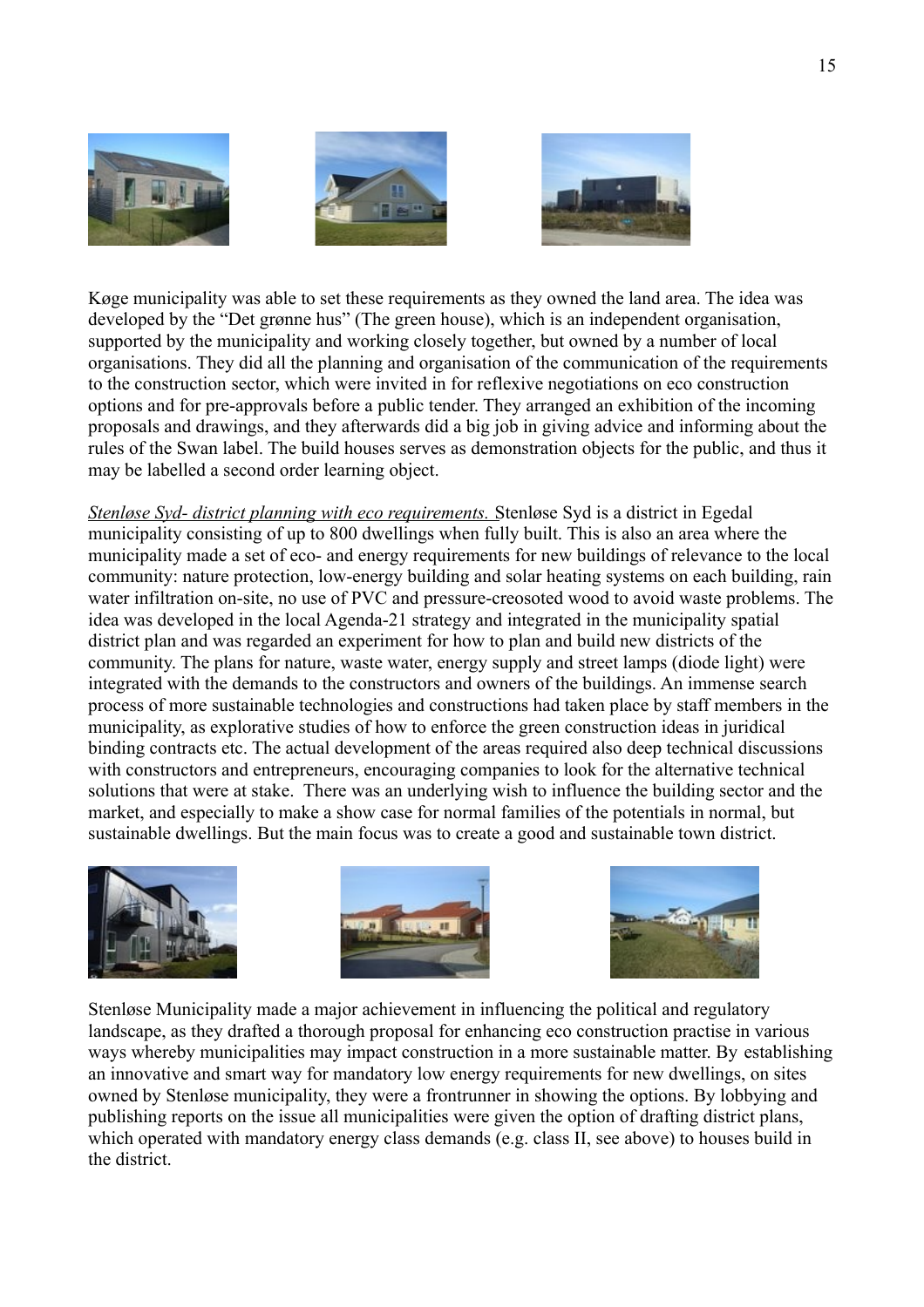Køge municipality was able to set these requirements as they owned the land area. The idea was developed by the "Det grønne hus" (The green house), which is an independent organisation, supported by the municipality and working closely together, but owned by a number of local organisations. They did all the planning and organisation of the communication of the requirements to the construction sector, which were invited in for reflexive negotiations on eco construction options and for pre-approvals before a public tender. They arranged an exhibition of the incoming proposals and drawings, and they afterwards did a big job in giving advice and informing about the rules of the Swan label. The build houses serves as demonstration objects for the public, and thus it may be labelled a second order learning object.

*Stenløse Syd- district planning with eco requirements.* Stenløse Syd is a district in Egedal municipality consisting of up to 800 dwellings when fully built. This is also an area where the municipality made a set of eco- and energy requirements for new buildings of relevance to the local community: nature protection, low-energy building and solar heating systems on each building, rain water infiltration on-site, no use of PVC and pressure-creosoted wood to avoid waste problems. The idea was developed in the local Agenda-21 strategy and integrated in the municipality spatial district plan and was regarded an experiment for how to plan and build new districts of the community. The plans for nature, waste water, energy supply and street lamps (diode light) were integrated with the demands to the constructors and owners of the buildings. An immense search process of more sustainable technologies and constructions had taken place by staff members in the municipality, as explorative studies of how to enforce the green construction ideas in juridical binding contracts etc. The actual development of the areas required also deep technical discussions with constructors and entrepreneurs, encouraging companies to look for the alternative technical solutions that were at stake. There was an underlying wish to influence the building sector and the market, and especially to make a show case for normal families of the potentials in normal, but sustainable dwellings. But the main focus was to create a good and sustainable town district.

Stenløse Municipality made a major achievement in influencing the political and regulatory landscape, as they drafted a thorough proposal for enhancing eco construction practise in various ways whereby municipalities may impact construction in a more sustainable matter. By establishing an innovative and smart way for mandatory low energy requirements for new dwellings, on sites owned by Stenløse municipality, they were a frontrunner in showing the options. By lobbying and publishing reports on the issue all municipalities were given the option of drafting district plans, which operated with mandatory energy class demands (e.g. class II, see above) to houses build in the district.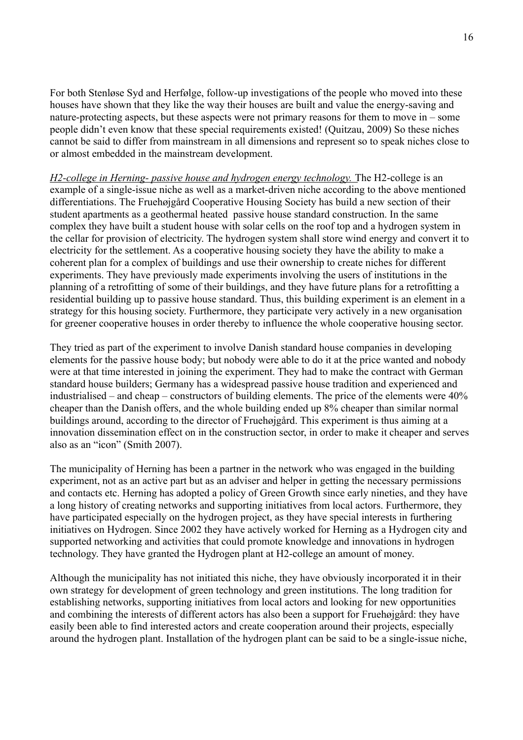For both Stenløse Syd and Herfølge, follow-up investigations of the people who moved into these houses have shown that they like the way their houses are built and value the energy-saving and nature-protecting aspects, but these aspects were not primary reasons for them to move in – some people didn't even know that these special requirements existed! (Quitzau, 2009) So these niches cannot be said to differ from mainstream in all dimensions and represent so to speak niches close to or almost embedded in the mainstream development.

*H2-college in Herning- passive house and hydrogen energy technology.* The H2-college is an example of a single-issue niche as well as a market-driven niche according to the above mentioned differentiations. The Fruehøjgård Cooperative Housing Society has build a new section of their student apartments as a geothermal heated passive house standard construction. In the same complex they have built a student house with solar cells on the roof top and a hydrogen system in the cellar for provision of electricity. The hydrogen system shall store wind energy and convert it to electricity for the settlement. As a cooperative housing society they have the ability to make a coherent plan for a complex of buildings and use their ownership to create niches for different experiments. They have previously made experiments involving the users of institutions in the planning of a retrofitting of some of their buildings, and they have future plans for a retrofitting a residential building up to passive house standard. Thus, this building experiment is an element in a strategy for this housing society. Furthermore, they participate very actively in a new organisation for greener cooperative houses in order thereby to influence the whole cooperative housing sector.

They tried as part of the experiment to involve Danish standard house companies in developing elements for the passive house body; but nobody were able to do it at the price wanted and nobody were at that time interested in joining the experiment. They had to make the contract with German standard house builders; Germany has a widespread passive house tradition and experienced and industrialised – and cheap – constructors of building elements. The price of the elements were 40% cheaper than the Danish offers, and the whole building ended up 8% cheaper than similar normal buildings around, according to the director of Fruehøjgård. This experiment is thus aiming at a innovation dissemination effect on in the construction sector, in order to make it cheaper and serves also as an "icon" (Smith 2007).

The municipality of Herning has been a partner in the network who was engaged in the building experiment, not as an active part but as an adviser and helper in getting the necessary permissions and contacts etc. Herning has adopted a policy of Green Growth since early nineties, and they have a long history of creating networks and supporting initiatives from local actors. Furthermore, they have participated especially on the hydrogen project, as they have special interests in furthering initiatives on Hydrogen. Since 2002 they have actively worked for Herning as a Hydrogen city and supported networking and activities that could promote knowledge and innovations in hydrogen technology. They have granted the Hydrogen plant at H2-college an amount of money.

Although the municipality has not initiated this niche, they have obviously incorporated it in their own strategy for development of green technology and green institutions. The long tradition for establishing networks, supporting initiatives from local actors and looking for new opportunities and combining the interests of different actors has also been a support for Fruehøjgård: they have easily been able to find interested actors and create cooperation around their projects, especially around the hydrogen plant. Installation of the hydrogen plant can be said to be a single-issue niche,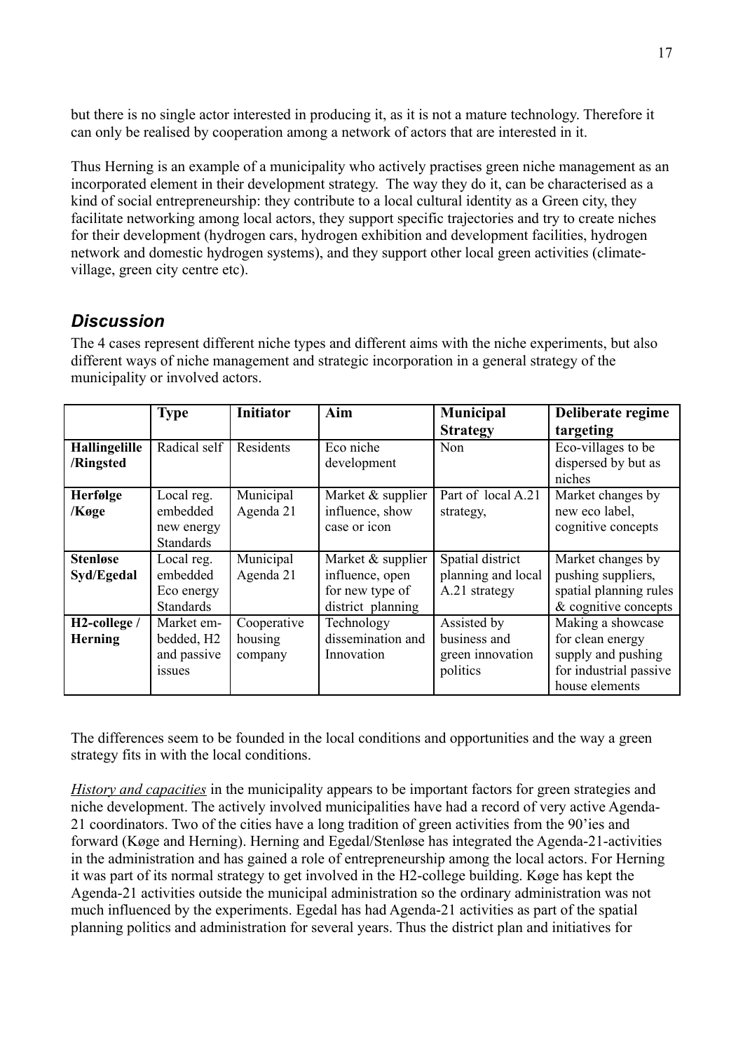but there is no single actor interested in producing it, as it is not a mature technology. Therefore it can only be realised by cooperation among a network of actors that are interested in it.

Thus Herning is an example of a municipality who actively practises green niche management as an incorporated element in their development strategy. The way they do it, can be characterised as a kind of social entrepreneurship: they contribute to a local cultural identity as a Green city, they facilitate networking among local actors, they support specific trajectories and try to create niches for their development (hydrogen cars, hydrogen exhibition and development facilities, hydrogen network and domestic hydrogen systems), and they support other local green activities (climate-village, green city centre etc).

## *Discussion*

The 4 cases represent different niche types and different aims with the niche experiments, but also different ways of niche management and strategic incorporation in a general strategy of the municipality or involved actors.

| | **Type** | **Initiator** | **Aim** | **Municipal Strategy** | **Deliberate regime targeting** |
|---|---|---|---|---|---|
| **Hallingelille /Ringsted** | Radical self | Residents | Eco niche development | Non | Eco-villages to be dispersed by but as niches |
| **Herfølge /Køge** | Local reg. embedded new energy Standards | Municipal Agenda 21 | Market & supplier influence, show case or icon | Part of local A.21 strategy, | Market changes by new eco label, cognitive concepts |
| **Stenløse Syd/Egedal** | Local reg. embedded Eco energy Standards | Municipal Agenda 21 | Market & supplier influence, open for new type of district planning | Spatial district planning and local A.21 strategy | Market changes by pushing suppliers, spatial planning rules & cognitive concepts |
| **H2-college / Herning** | Market em-bedded, H2 and passive issues | Cooperative housing company | Technology dissemination and Innovation | Assisted by business and green innovation politics | Making a showcase for clean energy supply and pushing for industrial passive house elements |

The differences seem to be founded in the local conditions and opportunities and the way a green strategy fits in with the local conditions.

*History and capacities* in the municipality appears to be important factors for green strategies and niche development. The actively involved municipalities have had a record of very active Agenda-21 coordinators. Two of the cities have a long tradition of green activities from the 90'ies and forward (Køge and Herning). Herning and Egedal/Stenløse has integrated the Agenda-21-activities in the administration and has gained a role of entrepreneurship among the local actors. For Herning it was part of its normal strategy to get involved in the H2-college building. Køge has kept the Agenda-21 activities outside the municipal administration so the ordinary administration was not much influenced by the experiments. Egedal has had Agenda-21 activities as part of the spatial planning politics and administration for several years. Thus the district plan and initiatives for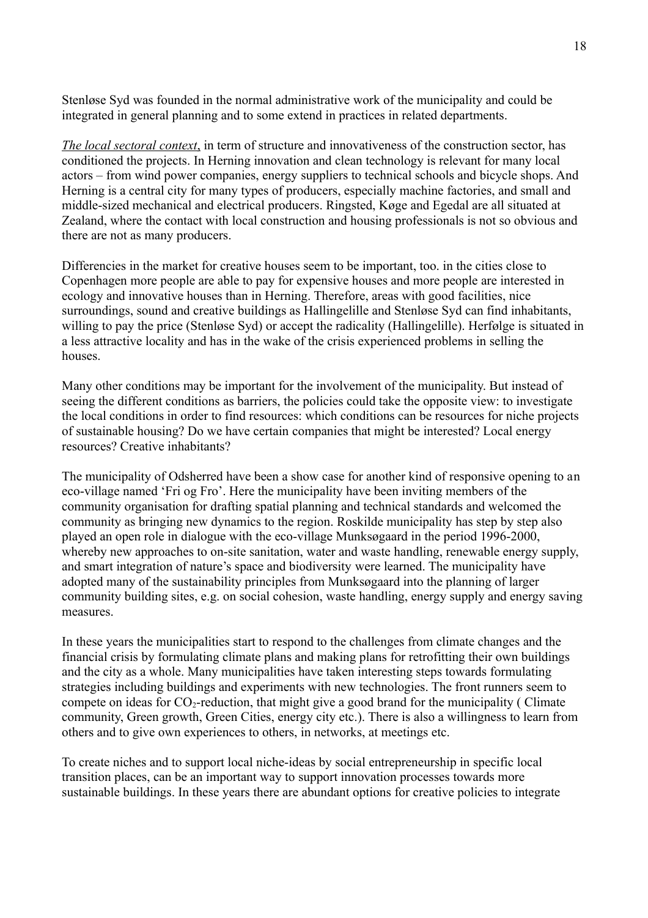Stenløse Syd was founded in the normal administrative work of the municipality and could be integrated in general planning and to some extend in practices in related departments.

*The local sectoral context*, in term of structure and innovativeness of the construction sector, has conditioned the projects. In Herning innovation and clean technology is relevant for many local actors – from wind power companies, energy suppliers to technical schools and bicycle shops. And Herning is a central city for many types of producers, especially machine factories, and small and middle-sized mechanical and electrical producers. Ringsted, Køge and Egedal are all situated at Zealand, where the contact with local construction and housing professionals is not so obvious and there are not as many producers.

Differencies in the market for creative houses seem to be important, too. in the cities close to Copenhagen more people are able to pay for expensive houses and more people are interested in ecology and innovative houses than in Herning. Therefore, areas with good facilities, nice surroundings, sound and creative buildings as Hallingelille and Stenløse Syd can find inhabitants, willing to pay the price (Stenløse Syd) or accept the radicality (Hallingelille). Herfølge is situated in a less attractive locality and has in the wake of the crisis experienced problems in selling the houses.

Many other conditions may be important for the involvement of the municipality. But instead of seeing the different conditions as barriers, the policies could take the opposite view: to investigate the local conditions in order to find resources: which conditions can be resources for niche projects of sustainable housing? Do we have certain companies that might be interested? Local energy resources? Creative inhabitants?

The municipality of Odsherred have been a show case for another kind of responsive opening to an eco-village named 'Fri og Fro'. Here the municipality have been inviting members of the community organisation for drafting spatial planning and technical standards and welcomed the community as bringing new dynamics to the region. Roskilde municipality has step by step also played an open role in dialogue with the eco-village Munksøgaard in the period 1996-2000, whereby new approaches to on-site sanitation, water and waste handling, renewable energy supply, and smart integration of nature's space and biodiversity were learned. The municipality have adopted many of the sustainability principles from Munksøgaard into the planning of larger community building sites, e.g. on social cohesion, waste handling, energy supply and energy saving measures.

In these years the municipalities start to respond to the challenges from climate changes and the financial crisis by formulating climate plans and making plans for retrofitting their own buildings and the city as a whole. Many municipalities have taken interesting steps towards formulating strategies including buildings and experiments with new technologies. The front runners seem to compete on ideas for $CO_2$-reduction, that might give a good brand for the municipality ( Climate community, Green growth, Green Cities, energy city etc.). There is also a willingness to learn from others and to give own experiences to others, in networks, at meetings etc.

To create niches and to support local niche-ideas by social entrepreneurship in specific local transition places, can be an important way to support innovation processes towards more sustainable buildings. In these years there are abundant options for creative policies to integrate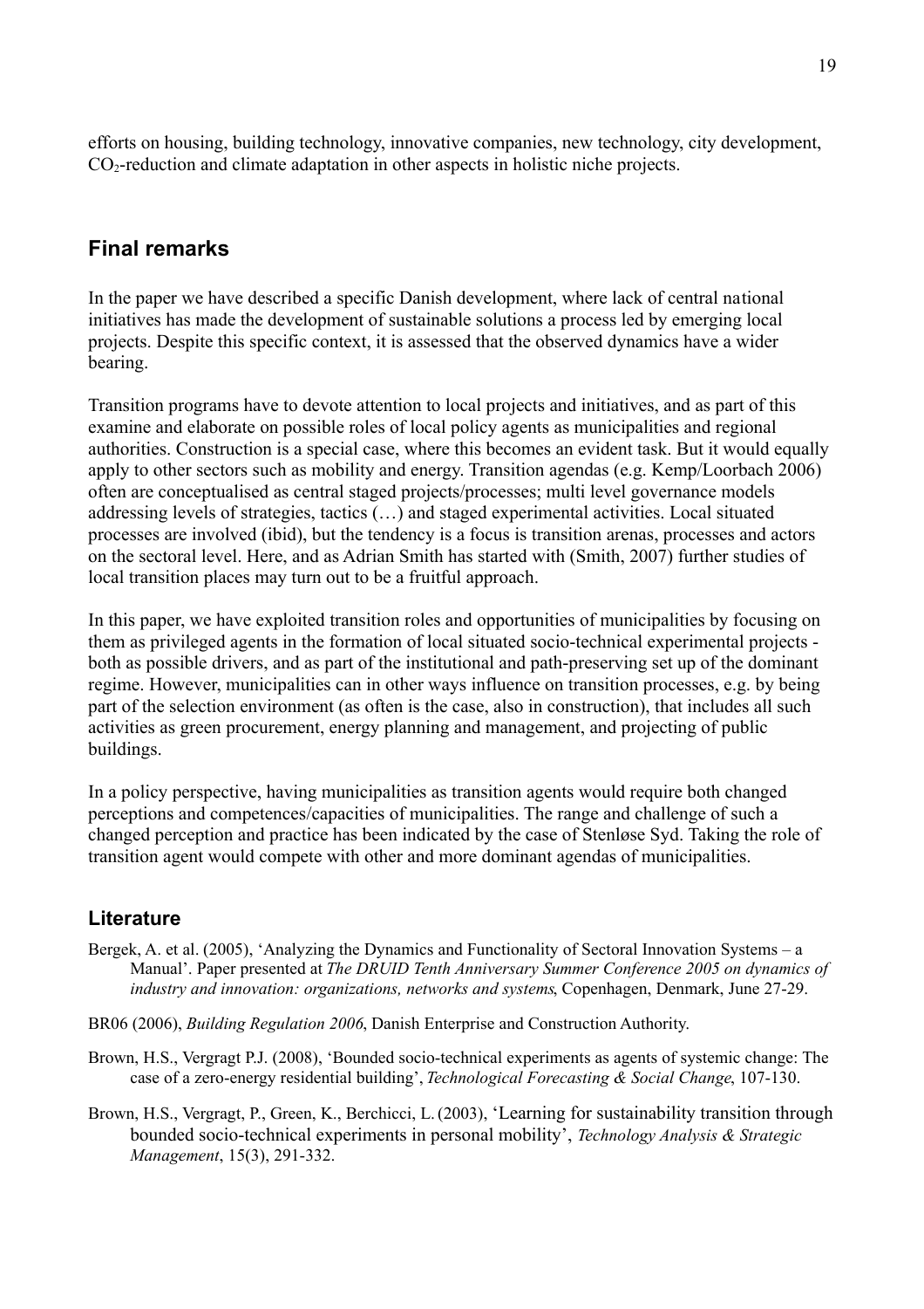efforts on housing, building technology, innovative companies, new technology, city development, $CO_2$-reduction and climate adaptation in other aspects in holistic niche projects.

## Final remarks

In the paper we have described a specific Danish development, where lack of central national initiatives has made the development of sustainable solutions a process led by emerging local projects. Despite this specific context, it is assessed that the observed dynamics have a wider bearing.

Transition programs have to devote attention to local projects and initiatives, and as part of this examine and elaborate on possible roles of local policy agents as municipalities and regional authorities. Construction is a special case, where this becomes an evident task. But it would equally apply to other sectors such as mobility and energy. Transition agendas (e.g. Kemp/Loorbach 2006) often are conceptualised as central staged projects/processes; multi level governance models addressing levels of strategies, tactics (…) and staged experimental activities. Local situated processes are involved (ibid), but the tendency is a focus is transition arenas, processes and actors on the sectoral level. Here, and as Adrian Smith has started with (Smith, 2007) further studies of local transition places may turn out to be a fruitful approach.

In this paper, we have exploited transition roles and opportunities of municipalities by focusing on them as privileged agents in the formation of local situated socio-technical experimental projects - both as possible drivers, and as part of the institutional and path-preserving set up of the dominant regime. However, municipalities can in other ways influence on transition processes, e.g. by being part of the selection environment (as often is the case, also in construction), that includes all such activities as green procurement, energy planning and management, and projecting of public buildings.

In a policy perspective, having municipalities as transition agents would require both changed perceptions and competences/capacities of municipalities. The range and challenge of such a changed perception and practice has been indicated by the case of Stenløse Syd. Taking the role of transition agent would compete with other and more dominant agendas of municipalities.

### Literature

Bergek, A. et al. (2005), 'Analyzing the Dynamics and Functionality of Sectoral Innovation Systems – a Manual'. Paper presented at *The DRUID Tenth Anniversary Summer Conference 2005 on dynamics of industry and innovation: organizations, networks and systems*, Copenhagen, Denmark, June 27-29.

BR06 (2006), *Building Regulation 2006*, Danish Enterprise and Construction Authority.

Brown, H.S., Vergragt P.J. (2008), 'Bounded socio-technical experiments as agents of systemic change: The case of a zero-energy residential building', *Technological Forecasting & Social Change*, 107-130.

Brown, H.S., Vergragt, P., Green, K., Berchicci, L. (2003), 'Learning for sustainability transition through bounded socio-technical experiments in personal mobility', *Technology Analysis & Strategic Management*, 15(3), 291-332.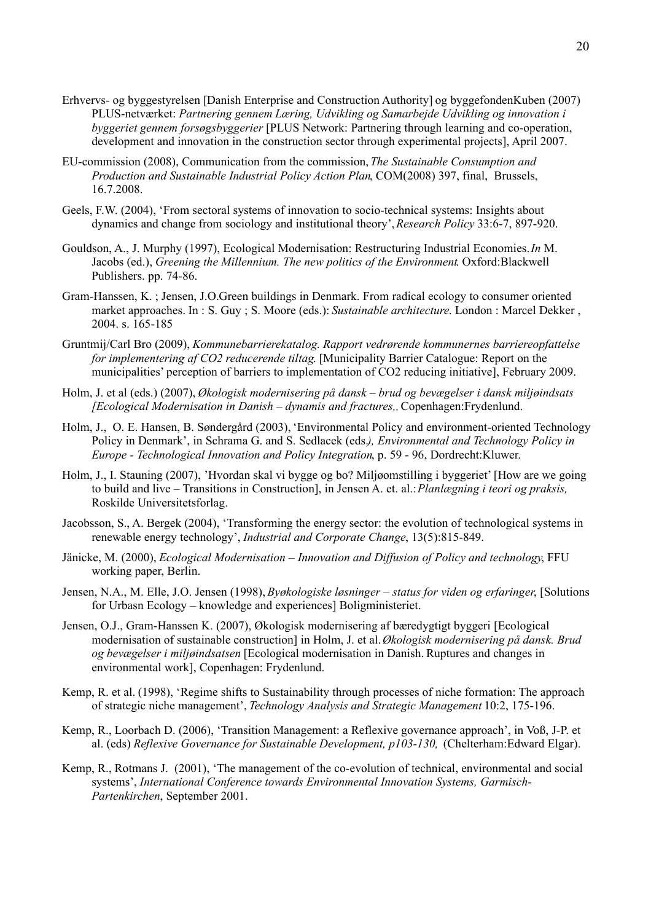Erhvervs- og byggestyrelsen [Danish Enterprise and Construction Authority] og byggefondenKuben (2007) PLUS-netværket: *Partnering gennem Læring, Udvikling og Samarbejde Udvikling og innovation i byggeriet gennem forsøgsbyggerier* [PLUS Network: Partnering through learning and co-operation, development and innovation in the construction sector through experimental projects], April 2007.

EU-commission (2008), Communication from the commission, *The Sustainable Consumption and Production and Sustainable Industrial Policy Action Plan*, COM(2008) 397, final, Brussels, 16.7.2008.

Geels, F.W. (2004), 'From sectoral systems of innovation to socio-technical systems: Insights about dynamics and change from sociology and institutional theory', *Research Policy* 33:6-7, 897-920.

Gouldson, A., J. Murphy (1997), Ecological Modernisation: Restructuring Industrial Economies. *In* M. Jacobs (ed.), *Greening the Millennium. The new politics of the Environment*. Oxford:Blackwell Publishers. pp. 74-86.

Gram-Hanssen, K. ; Jensen, J.O.Green buildings in Denmark. From radical ecology to consumer oriented market approaches. In : S. Guy ; S. Moore (eds.): *Sustainable architecture*. London : Marcel Dekker , 2004. s. 165-185

Gruntmij/Carl Bro (2009), *Kommunebarrierekatalog. Rapport vedrørende kommunernes barriereopfattelse for implementering af CO2 reducerende tiltag*. [Municipality Barrier Catalogue: Report on the municipalities' perception of barriers to implementation of CO2 reducing initiative], February 2009.

Holm, J. et al (eds.) (2007), *Økologisk modernisering på dansk – brud og bevægelser i dansk miljøindsats [Ecological Modernisation in Danish – dynamis and fractures,,* Copenhagen:Frydenlund.

Holm, J., O. E. Hansen, B. Søndergård (2003), 'Environmental Policy and environment-oriented Technology Policy in Denmark', in Schrama G. and S. Sedlacek (eds*.), Environmental and Technology Policy in Europe - Technological Innovation and Policy Integration*, p. 59 - 96, Dordrecht:Kluwer.

Holm, J., I. Stauning (2007), 'Hvordan skal vi bygge og bo? Miljøomstilling i byggeriet' [How are we going to build and live – Transitions in Construction], in Jensen A. et. al.: *Planlægning i teori og praksis,* Roskilde Universitetsforlag.

Jacobsson, S., A. Bergek (2004), 'Transforming the energy sector: the evolution of technological systems in renewable energy technology', *Industrial and Corporate Change*, 13(5):815-849.

Jänicke, M. (2000), *Ecological Modernisation – Innovation and Diffusion of Policy and technology*, FFU working paper, Berlin.

Jensen, N.A., M. Elle, J.O. Jensen (1998), *Byøkologiske løsninger – status for viden og erfaringer*, [Solutions for Urbasn Ecology – knowledge and experiences] Boligministeriet.

Jensen, O.J., Gram-Hanssen K. (2007), Økologisk modernisering af bæredygtigt byggeri [Ecological modernisation of sustainable construction] in Holm, J. et al. *Økologisk modernisering på dansk. Brud og bevægelser i miljøindsatsen* [Ecological modernisation in Danish. Ruptures and changes in environmental work], Copenhagen: Frydenlund.

Kemp, R. et al. (1998), 'Regime shifts to Sustainability through processes of niche formation: The approach of strategic niche management', *Technology Analysis and Strategic Management* 10:2, 175-196.

Kemp, R., Loorbach D. (2006), 'Transition Management: a Reflexive governance approach', in Voß, J-P. et al. (eds) *Reflexive Governance for Sustainable Development, p103-130,* (Chelterham:Edward Elgar).

Kemp, R., Rotmans J. (2001), 'The management of the co-evolution of technical, environmental and social systems', *International Conference towards Environmental Innovation Systems, Garmisch-Partenkirchen*, September 2001.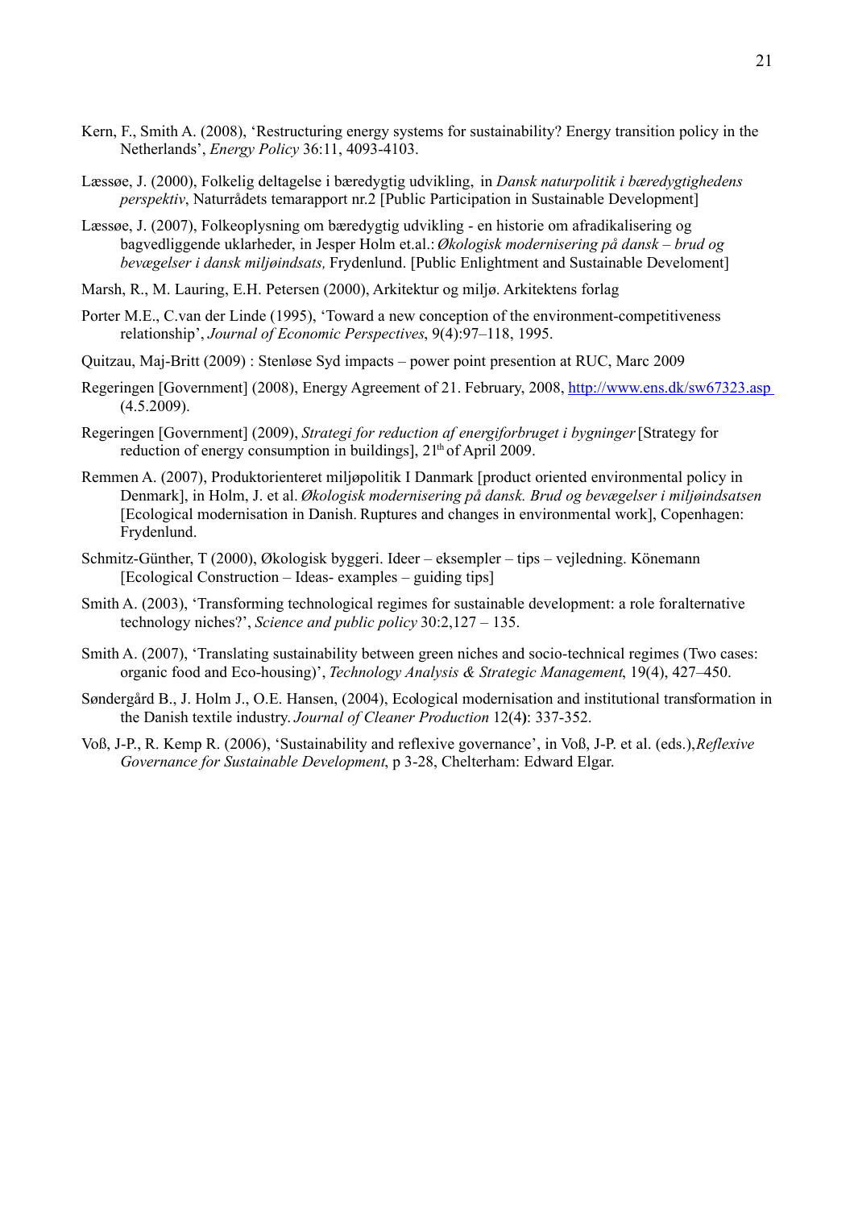Kern, F., Smith A. (2008), 'Restructuring energy systems for sustainability? Energy transition policy in the Netherlands', *Energy Policy* 36:11, 4093-4103.

Læssøe, J. (2000), Folkelig deltagelse i bæredygtig udvikling, in *Dansk naturpolitik i bæredygtighedens perspektiv*, Naturrådets temarapport nr.2 [Public Participation in Sustainable Development]

Læssøe, J. (2007), Folkeoplysning om bæredygtig udvikling - en historie om afradikalisering og bagvedliggende uklarheder, in Jesper Holm et.al.: *Økologisk modernisering på dansk – brud og bevægelser i dansk miljøindsats,* Frydenlund. [Public Enlightment and Sustainable Develoment]

Marsh, R., M. Lauring, E.H. Petersen (2000), Arkitektur og miljø. Arkitektens forlag

Porter M.E., C.van der Linde (1995), 'Toward a new conception of the environment-competitiveness relationship', *Journal of Economic Perspectives*, 9(4):97–118, 1995.

Quitzau, Maj-Britt (2009) : Stenløse Syd impacts – power point presention at RUC, Marc 2009

Regeringen [Government] (2008), Energy Agreement of 21. February, 2008, http://www.ens.dk/sw67323.asp (4.5.2009).

Regeringen [Government] (2009), *Strategi for reduction af energiforbruget i bygninger* [Strategy for reduction of energy consumption in buildings], 21th of April 2009.

Remmen A. (2007), Produktorienteret miljøpolitik I Danmark [product oriented environmental policy in Denmark], in Holm, J. et al. *Økologisk modernisering på dansk. Brud og bevægelser i miljøindsatsen* [Ecological modernisation in Danish. Ruptures and changes in environmental work], Copenhagen: Frydenlund.

Schmitz-Günther, T (2000), Økologisk byggeri. Ideer – eksempler – tips – vejledning. Könemann [Ecological Construction – Ideas- examples – guiding tips]

Smith A. (2003), 'Transforming technological regimes for sustainable development: a role foralternative technology niches?', *Science and public policy* 30:2,127 – 135.

Smith A. (2007), 'Translating sustainability between green niches and socio-technical regimes (Two cases: organic food and Eco-housing)', *Technology Analysis & Strategic Management*, 19(4), 427–450.

Søndergård B., J. Holm J., O.E. Hansen, (2004), Ecological modernisation and institutional transformation in the Danish textile industry. *Journal of Cleaner Production* 12(4**)**: 337-352.

Voß, J-P., R. Kemp R. (2006), 'Sustainability and reflexive governance', in Voß, J-P. et al. (eds.),*Reflexive Governance for Sustainable Development*, p 3-28, Chelterham: Edward Elgar.